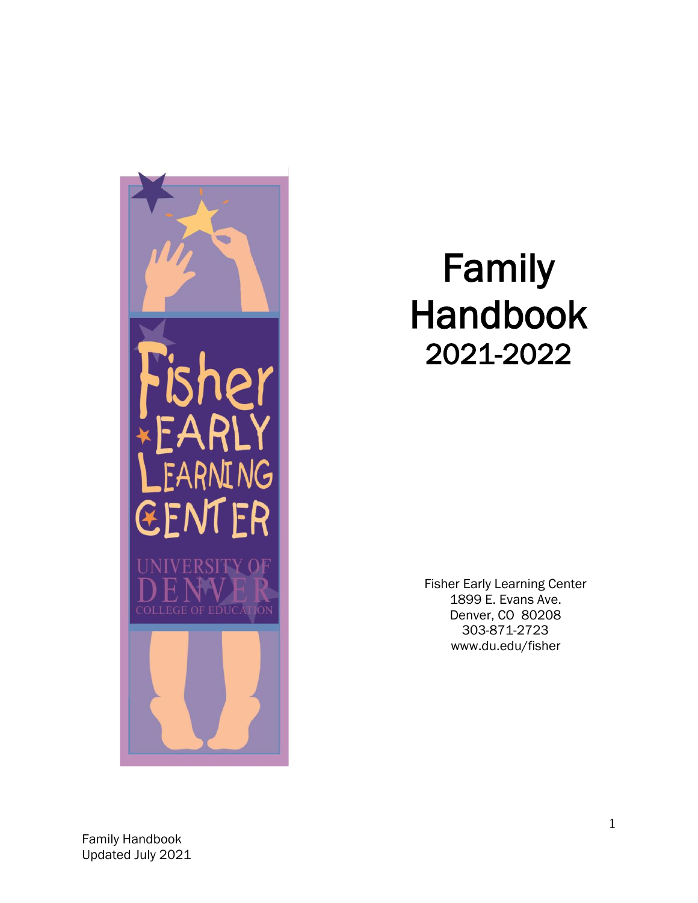# Family Handbook

## 2021-2022

Fisher Early Learning Center
1899 E. Evans Ave.
Denver, CO 80208
303-871-2723
www.du.edu/fisher

Family Handbook
Updated July 2021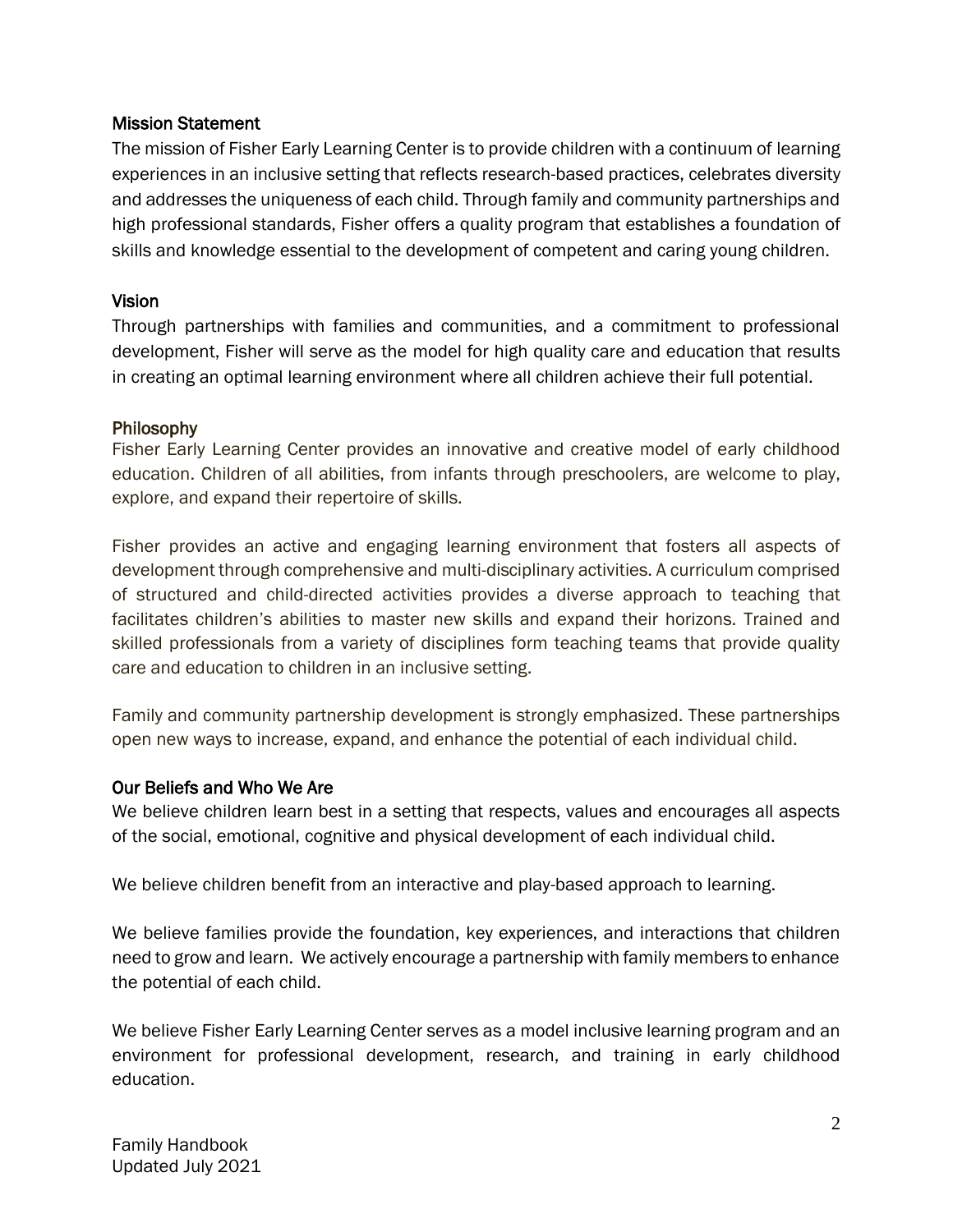## Mission Statement

The mission of Fisher Early Learning Center is to provide children with a continuum of learning experiences in an inclusive setting that reflects research-based practices, celebrates diversity and addresses the uniqueness of each child. Through family and community partnerships and high professional standards, Fisher offers a quality program that establishes a foundation of skills and knowledge essential to the development of competent and caring young children.

## Vision

Through partnerships with families and communities, and a commitment to professional development, Fisher will serve as the model for high quality care and education that results in creating an optimal learning environment where all children achieve their full potential.

## Philosophy

Fisher Early Learning Center provides an innovative and creative model of early childhood education. Children of all abilities, from infants through preschoolers, are welcome to play, explore, and expand their repertoire of skills.

Fisher provides an active and engaging learning environment that fosters all aspects of development through comprehensive and multi-disciplinary activities. A curriculum comprised of structured and child-directed activities provides a diverse approach to teaching that facilitates children's abilities to master new skills and expand their horizons. Trained and skilled professionals from a variety of disciplines form teaching teams that provide quality care and education to children in an inclusive setting.

Family and community partnership development is strongly emphasized. These partnerships open new ways to increase, expand, and enhance the potential of each individual child.

## Our Beliefs and Who We Are

We believe children learn best in a setting that respects, values and encourages all aspects of the social, emotional, cognitive and physical development of each individual child.

We believe children benefit from an interactive and play-based approach to learning.

We believe families provide the foundation, key experiences, and interactions that children need to grow and learn. We actively encourage a partnership with family members to enhance the potential of each child.

We believe Fisher Early Learning Center serves as a model inclusive learning program and an environment for professional development, research, and training in early childhood education.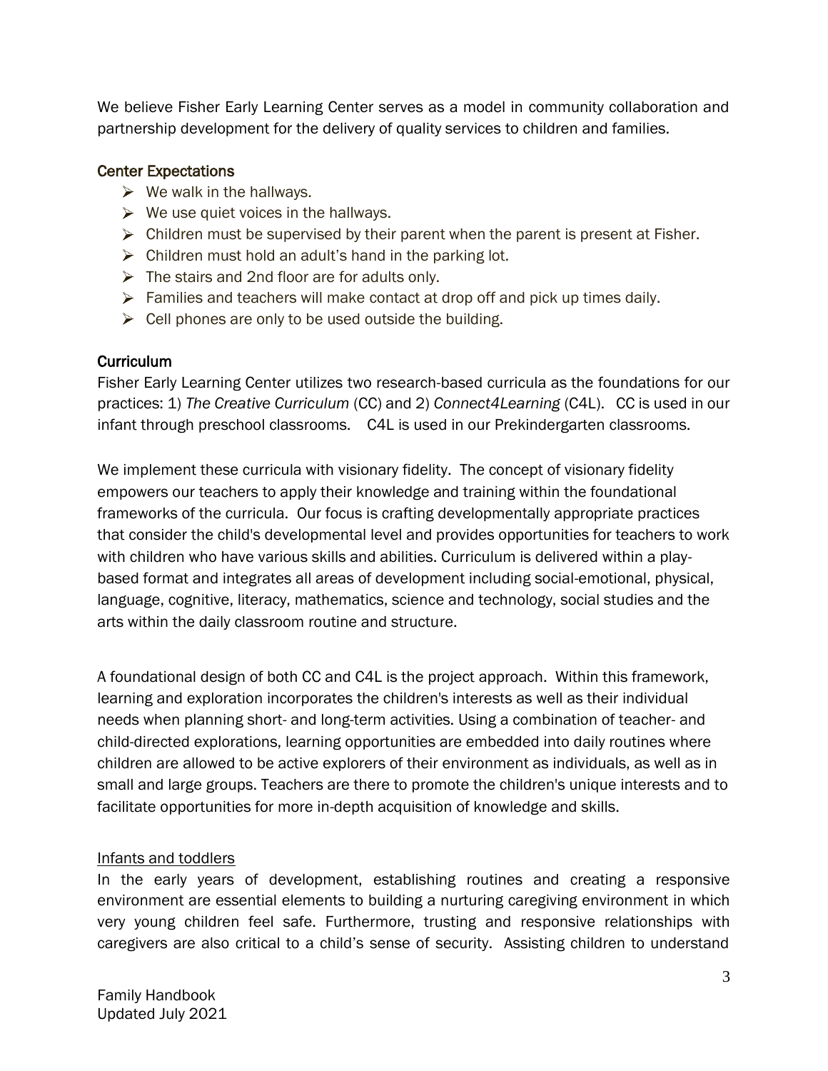We believe Fisher Early Learning Center serves as a model in community collaboration and partnership development for the delivery of quality services to children and families.

## Center Expectations

- We walk in the hallways.
- We use quiet voices in the hallways.
- Children must be supervised by their parent when the parent is present at Fisher.
- Children must hold an adult's hand in the parking lot.
- The stairs and 2nd floor are for adults only.
- Families and teachers will make contact at drop off and pick up times daily.
- Cell phones are only to be used outside the building.

## Curriculum

Fisher Early Learning Center utilizes two research-based curricula as the foundations for our practices: 1) *The Creative Curriculum* (CC) and 2) *Connect4Learning* (C4L). CC is used in our infant through preschool classrooms. C4L is used in our Prekindergarten classrooms.

We implement these curricula with visionary fidelity. The concept of visionary fidelity empowers our teachers to apply their knowledge and training within the foundational frameworks of the curricula. Our focus is crafting developmentally appropriate practices that consider the child's developmental level and provides opportunities for teachers to work with children who have various skills and abilities. Curriculum is delivered within a play-based format and integrates all areas of development including social-emotional, physical, language, cognitive, literacy, mathematics, science and technology, social studies and the arts within the daily classroom routine and structure.

A foundational design of both CC and C4L is the project approach. Within this framework, learning and exploration incorporates the children's interests as well as their individual needs when planning short- and long-term activities. Using a combination of teacher- and child-directed explorations, learning opportunities are embedded into daily routines where children are allowed to be active explorers of their environment as individuals, as well as in small and large groups. Teachers are there to promote the children's unique interests and to facilitate opportunities for more in-depth acquisition of knowledge and skills.

### Infants and toddlers

In the early years of development, establishing routines and creating a responsive environment are essential elements to building a nurturing caregiving environment in which very young children feel safe. Furthermore, trusting and responsive relationships with caregivers are also critical to a child's sense of security. Assisting children to understand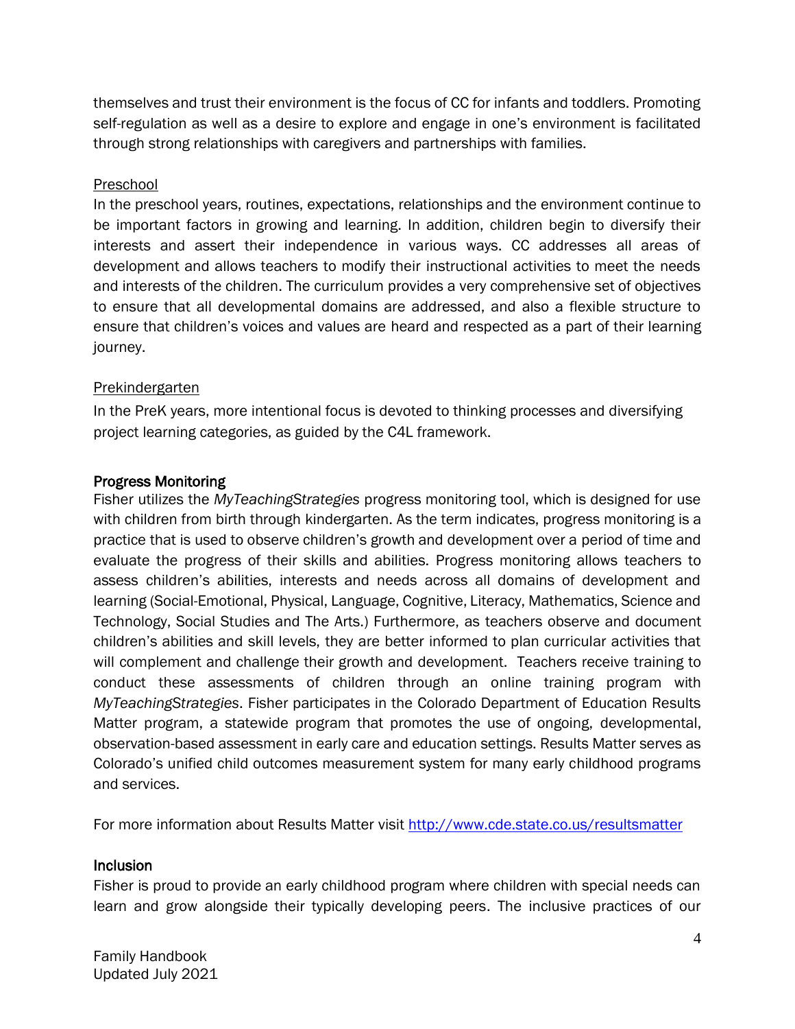themselves and trust their environment is the focus of CC for infants and toddlers. Promoting self-regulation as well as a desire to explore and engage in one's environment is facilitated through strong relationships with caregivers and partnerships with families.

Preschool

In the preschool years, routines, expectations, relationships and the environment continue to be important factors in growing and learning. In addition, children begin to diversify their interests and assert their independence in various ways. CC addresses all areas of development and allows teachers to modify their instructional activities to meet the needs and interests of the children. The curriculum provides a very comprehensive set of objectives to ensure that all developmental domains are addressed, and also a flexible structure to ensure that children's voices and values are heard and respected as a part of their learning journey.

Prekindergarten

In the PreK years, more intentional focus is devoted to thinking processes and diversifying project learning categories, as guided by the C4L framework.

**Progress Monitoring**

Fisher utilizes the *MyTeachingStrategies* progress monitoring tool, which is designed for use with children from birth through kindergarten. As the term indicates, progress monitoring is a practice that is used to observe children's growth and development over a period of time and evaluate the progress of their skills and abilities. Progress monitoring allows teachers to assess children's abilities, interests and needs across all domains of development and learning (Social-Emotional, Physical, Language, Cognitive, Literacy, Mathematics, Science and Technology, Social Studies and The Arts.) Furthermore, as teachers observe and document children's abilities and skill levels, they are better informed to plan curricular activities that will complement and challenge their growth and development. Teachers receive training to conduct these assessments of children through an online training program with *MyTeachingStrategies*. Fisher participates in the Colorado Department of Education Results Matter program, a statewide program that promotes the use of ongoing, developmental, observation-based assessment in early care and education settings. Results Matter serves as Colorado's unified child outcomes measurement system for many early childhood programs and services.

For more information about Results Matter visit http://www.cde.state.co.us/resultsmatter

**Inclusion**

Fisher is proud to provide an early childhood program where children with special needs can learn and grow alongside their typically developing peers. The inclusive practices of our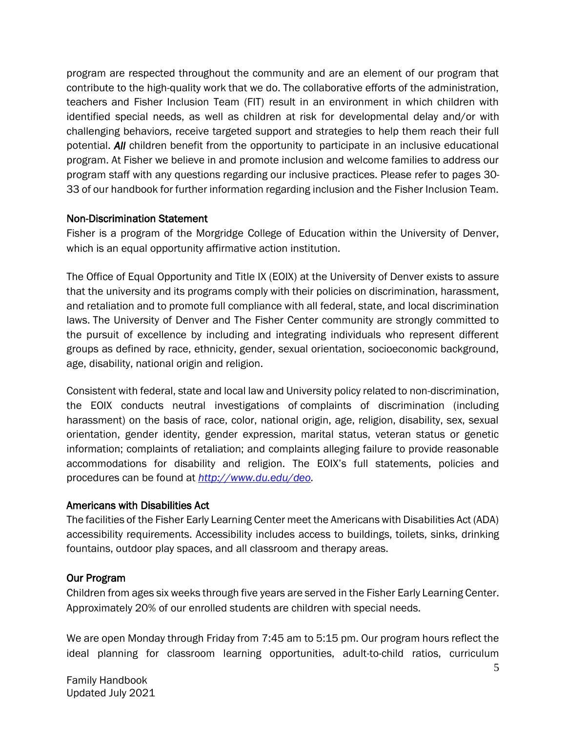program are respected throughout the community and are an element of our program that contribute to the high-quality work that we do. The collaborative efforts of the administration, teachers and Fisher Inclusion Team (FIT) result in an environment in which children with identified special needs, as well as children at risk for developmental delay and/or with challenging behaviors, receive targeted support and strategies to help them reach their full potential. ***All*** children benefit from the opportunity to participate in an inclusive educational program. At Fisher we believe in and promote inclusion and welcome families to address our program staff with any questions regarding our inclusive practices. Please refer to pages 30-33 of our handbook for further information regarding inclusion and the Fisher Inclusion Team.

### Non-Discrimination Statement

Fisher is a program of the Morgridge College of Education within the University of Denver, which is an equal opportunity affirmative action institution.

The Office of Equal Opportunity and Title IX (EOIX) at the University of Denver exists to assure that the university and its programs comply with their policies on discrimination, harassment, and retaliation and to promote full compliance with all federal, state, and local discrimination laws. The University of Denver and The Fisher Center community are strongly committed to the pursuit of excellence by including and integrating individuals who represent different groups as defined by race, ethnicity, gender, sexual orientation, socioeconomic background, age, disability, national origin and religion.

Consistent with federal, state and local law and University policy related to non-discrimination, the EOIX conducts neutral investigations of complaints of discrimination (including harassment) on the basis of race, color, national origin, age, religion, disability, sex, sexual orientation, gender identity, gender expression, marital status, veteran status or genetic information; complaints of retaliation; and complaints alleging failure to provide reasonable accommodations for disability and religion. The EOIX's full statements, policies and procedures can be found at *[http://www.du.edu/deo](http://www.du.edu/deo)*.

### Americans with Disabilities Act

The facilities of the Fisher Early Learning Center meet the Americans with Disabilities Act (ADA) accessibility requirements. Accessibility includes access to buildings, toilets, sinks, drinking fountains, outdoor play spaces, and all classroom and therapy areas.

### Our Program

Children from ages six weeks through five years are served in the Fisher Early Learning Center. Approximately 20% of our enrolled students are children with special needs.

We are open Monday through Friday from 7:45 am to 5:15 pm. Our program hours reflect the ideal planning for classroom learning opportunities, adult-to-child ratios, curriculum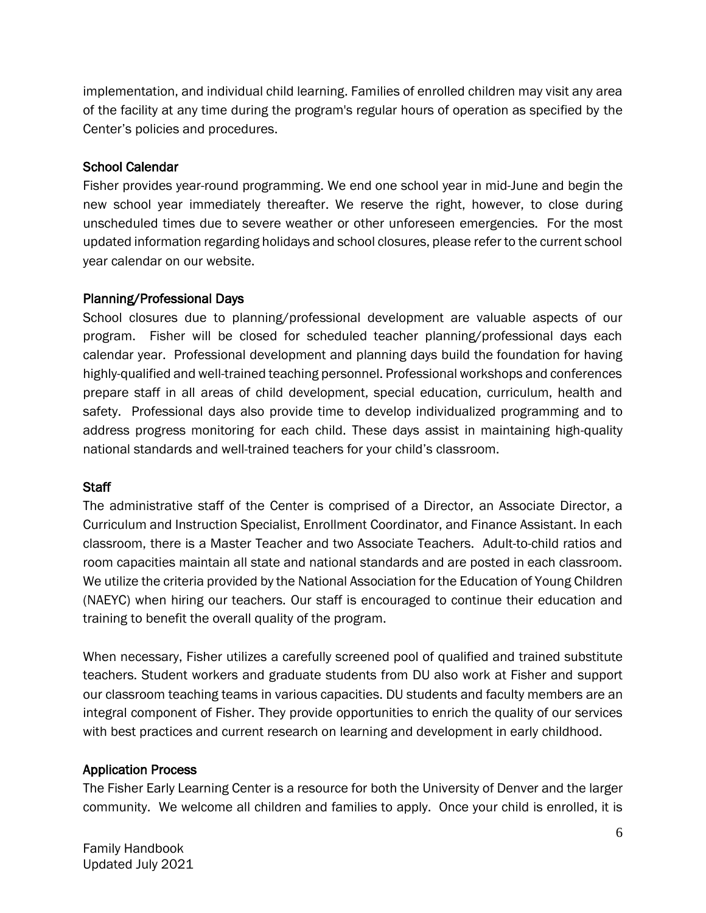implementation, and individual child learning. Families of enrolled children may visit any area of the facility at any time during the program's regular hours of operation as specified by the Center's policies and procedures.

### School Calendar

Fisher provides year-round programming. We end one school year in mid-June and begin the new school year immediately thereafter. We reserve the right, however, to close during unscheduled times due to severe weather or other unforeseen emergencies. For the most updated information regarding holidays and school closures, please refer to the current school year calendar on our website.

### Planning/Professional Days

School closures due to planning/professional development are valuable aspects of our program. Fisher will be closed for scheduled teacher planning/professional days each calendar year. Professional development and planning days build the foundation for having highly-qualified and well-trained teaching personnel. Professional workshops and conferences prepare staff in all areas of child development, special education, curriculum, health and safety. Professional days also provide time to develop individualized programming and to address progress monitoring for each child. These days assist in maintaining high-quality national standards and well-trained teachers for your child's classroom.

### Staff

The administrative staff of the Center is comprised of a Director, an Associate Director, a Curriculum and Instruction Specialist, Enrollment Coordinator, and Finance Assistant. In each classroom, there is a Master Teacher and two Associate Teachers. Adult-to-child ratios and room capacities maintain all state and national standards and are posted in each classroom. We utilize the criteria provided by the National Association for the Education of Young Children (NAEYC) when hiring our teachers. Our staff is encouraged to continue their education and training to benefit the overall quality of the program.

When necessary, Fisher utilizes a carefully screened pool of qualified and trained substitute teachers. Student workers and graduate students from DU also work at Fisher and support our classroom teaching teams in various capacities. DU students and faculty members are an integral component of Fisher. They provide opportunities to enrich the quality of our services with best practices and current research on learning and development in early childhood.

### Application Process

The Fisher Early Learning Center is a resource for both the University of Denver and the larger community. We welcome all children and families to apply. Once your child is enrolled, it is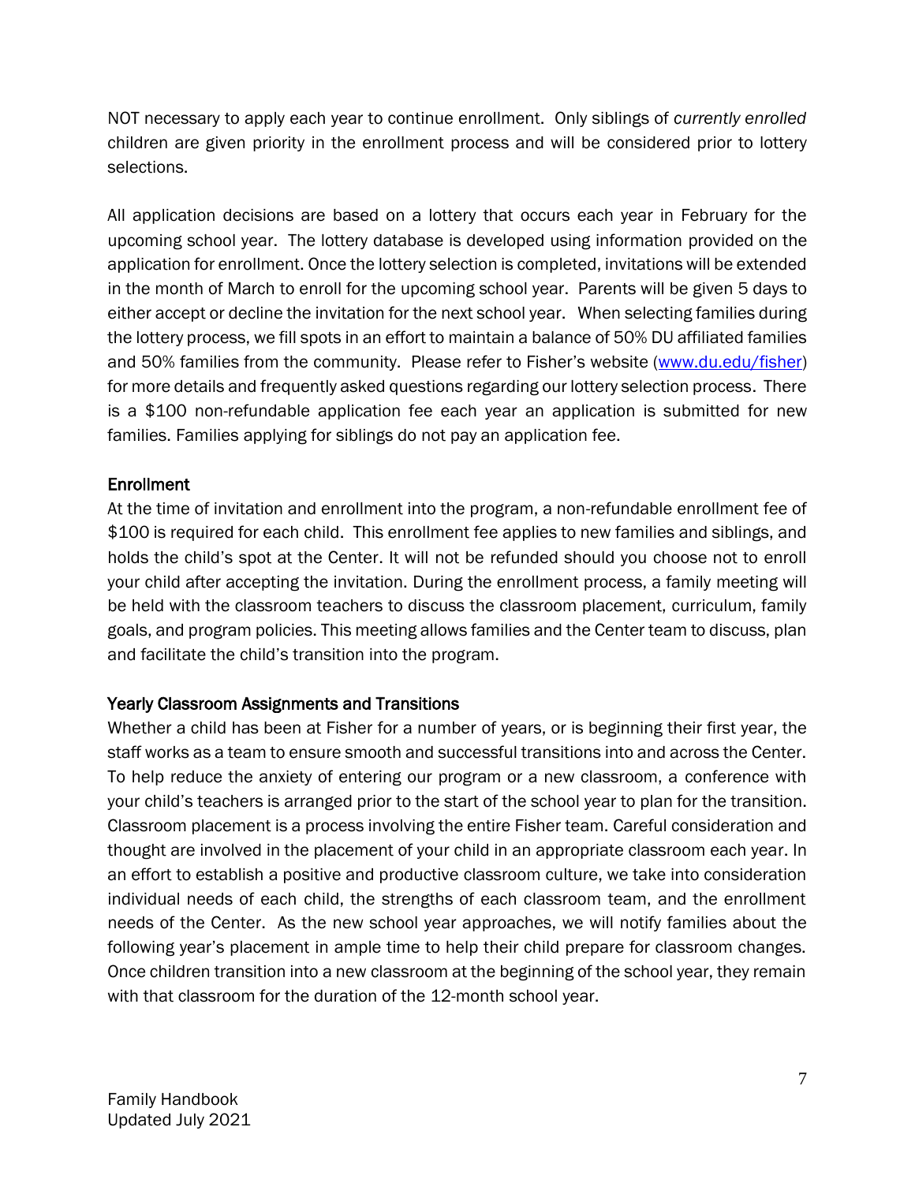NOT necessary to apply each year to continue enrollment. Only siblings of *currently enrolled* children are given priority in the enrollment process and will be considered prior to lottery selections.

All application decisions are based on a lottery that occurs each year in February for the upcoming school year. The lottery database is developed using information provided on the application for enrollment. Once the lottery selection is completed, invitations will be extended in the month of March to enroll for the upcoming school year. Parents will be given 5 days to either accept or decline the invitation for the next school year. When selecting families during the lottery process, we fill spots in an effort to maintain a balance of 50% DU affiliated families and 50% families from the community. Please refer to Fisher's website ([www.du.edu/fisher](www.du.edu/fisher)) for more details and frequently asked questions regarding our lottery selection process. There is a $100 non-refundable application fee each year an application is submitted for new families. Families applying for siblings do not pay an application fee.

## Enrollment

At the time of invitation and enrollment into the program, a non-refundable enrollment fee of $100 is required for each child. This enrollment fee applies to new families and siblings, and holds the child's spot at the Center. It will not be refunded should you choose not to enroll your child after accepting the invitation. During the enrollment process, a family meeting will be held with the classroom teachers to discuss the classroom placement, curriculum, family goals, and program policies. This meeting allows families and the Center team to discuss, plan and facilitate the child's transition into the program.

## Yearly Classroom Assignments and Transitions

Whether a child has been at Fisher for a number of years, or is beginning their first year, the staff works as a team to ensure smooth and successful transitions into and across the Center. To help reduce the anxiety of entering our program or a new classroom, a conference with your child's teachers is arranged prior to the start of the school year to plan for the transition. Classroom placement is a process involving the entire Fisher team. Careful consideration and thought are involved in the placement of your child in an appropriate classroom each year. In an effort to establish a positive and productive classroom culture, we take into consideration individual needs of each child, the strengths of each classroom team, and the enrollment needs of the Center. As the new school year approaches, we will notify families about the following year's placement in ample time to help their child prepare for classroom changes. Once children transition into a new classroom at the beginning of the school year, they remain with that classroom for the duration of the 12-month school year.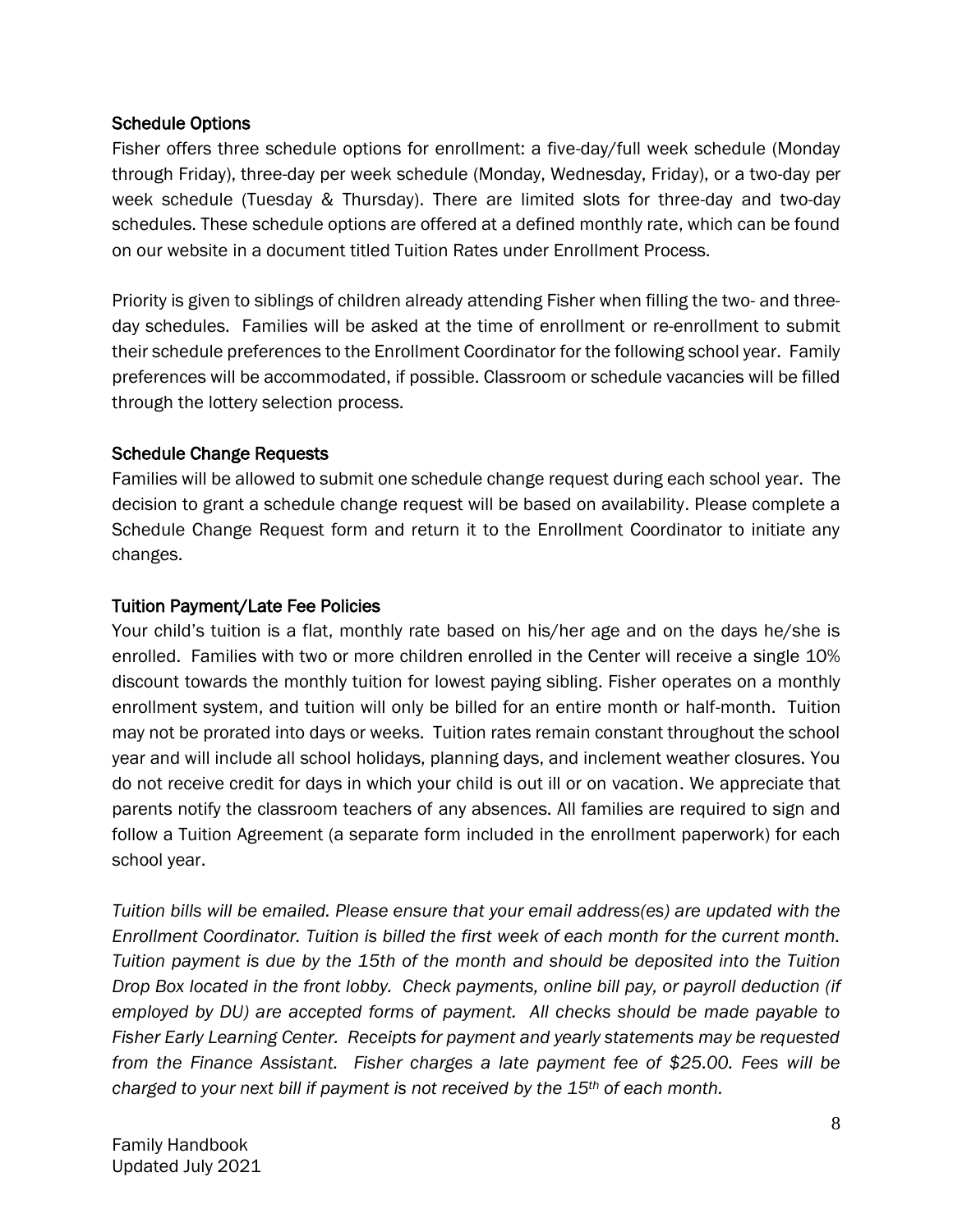### Schedule Options

Fisher offers three schedule options for enrollment: a five-day/full week schedule (Monday through Friday), three-day per week schedule (Monday, Wednesday, Friday), or a two-day per week schedule (Tuesday & Thursday). There are limited slots for three-day and two-day schedules. These schedule options are offered at a defined monthly rate, which can be found on our website in a document titled Tuition Rates under Enrollment Process.

Priority is given to siblings of children already attending Fisher when filling the two- and three-day schedules. Families will be asked at the time of enrollment or re-enrollment to submit their schedule preferences to the Enrollment Coordinator for the following school year. Family preferences will be accommodated, if possible. Classroom or schedule vacancies will be filled through the lottery selection process.

### Schedule Change Requests

Families will be allowed to submit one schedule change request during each school year. The decision to grant a schedule change request will be based on availability. Please complete a Schedule Change Request form and return it to the Enrollment Coordinator to initiate any changes.

### Tuition Payment/Late Fee Policies

Your child's tuition is a flat, monthly rate based on his/her age and on the days he/she is enrolled. Families with two or more children enrolled in the Center will receive a single 10% discount towards the monthly tuition for lowest paying sibling. Fisher operates on a monthly enrollment system, and tuition will only be billed for an entire month or half-month. Tuition may not be prorated into days or weeks. Tuition rates remain constant throughout the school year and will include all school holidays, planning days, and inclement weather closures. You do not receive credit for days in which your child is out ill or on vacation. We appreciate that parents notify the classroom teachers of any absences. All families are required to sign and follow a Tuition Agreement (a separate form included in the enrollment paperwork) for each school year.

*Tuition bills will be emailed. Please ensure that your email address(es) are updated with the Enrollment Coordinator. Tuition is billed the first week of each month for the current month. Tuition payment is due by the 15th of the month and should be deposited into the Tuition Drop Box located in the front lobby. Check payments, online bill pay, or payroll deduction (if employed by DU) are accepted forms of payment. All checks should be made payable to Fisher Early Learning Center. Receipts for payment and yearly statements may be requested from the Finance Assistant. Fisher charges a late payment fee of $25.00. Fees will be charged to your next bill if payment is not received by the 15th of each month.*

Family Handbook
Updated July 2021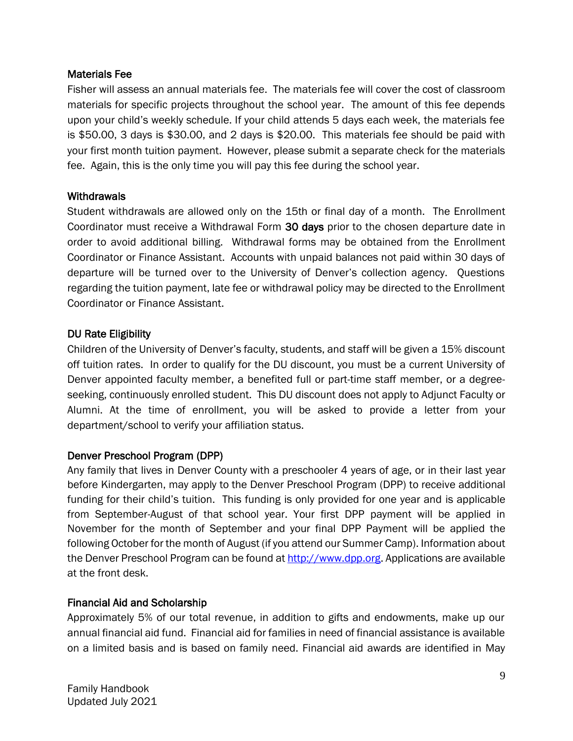### Materials Fee

Fisher will assess an annual materials fee. The materials fee will cover the cost of classroom materials for specific projects throughout the school year. The amount of this fee depends upon your child's weekly schedule. If your child attends 5 days each week, the materials fee is $50.00, 3 days is $30.00, and 2 days is $20.00. This materials fee should be paid with your first month tuition payment. However, please submit a separate check for the materials fee. Again, this is the only time you will pay this fee during the school year.

### Withdrawals

Student withdrawals are allowed only on the 15th or final day of a month. The Enrollment Coordinator must receive a Withdrawal Form **30 days** prior to the chosen departure date in order to avoid additional billing. Withdrawal forms may be obtained from the Enrollment Coordinator or Finance Assistant. Accounts with unpaid balances not paid within 30 days of departure will be turned over to the University of Denver's collection agency. Questions regarding the tuition payment, late fee or withdrawal policy may be directed to the Enrollment Coordinator or Finance Assistant.

### DU Rate Eligibility

Children of the University of Denver's faculty, students, and staff will be given a 15% discount off tuition rates. In order to qualify for the DU discount, you must be a current University of Denver appointed faculty member, a benefited full or part-time staff member, or a degree-seeking, continuously enrolled student. This DU discount does not apply to Adjunct Faculty or Alumni. At the time of enrollment, you will be asked to provide a letter from your department/school to verify your affiliation status.

### Denver Preschool Program (DPP)

Any family that lives in Denver County with a preschooler 4 years of age, or in their last year before Kindergarten, may apply to the Denver Preschool Program (DPP) to receive additional funding for their child's tuition. This funding is only provided for one year and is applicable from September-August of that school year. Your first DPP payment will be applied in November for the month of September and your final DPP Payment will be applied the following October for the month of August (if you attend our Summer Camp). Information about the Denver Preschool Program can be found at [http://www.dpp.org](http://www.dpp.org). Applications are available at the front desk.

### Financial Aid and Scholarship

Approximately 5% of our total revenue, in addition to gifts and endowments, make up our annual financial aid fund. Financial aid for families in need of financial assistance is available on a limited basis and is based on family need. Financial aid awards are identified in May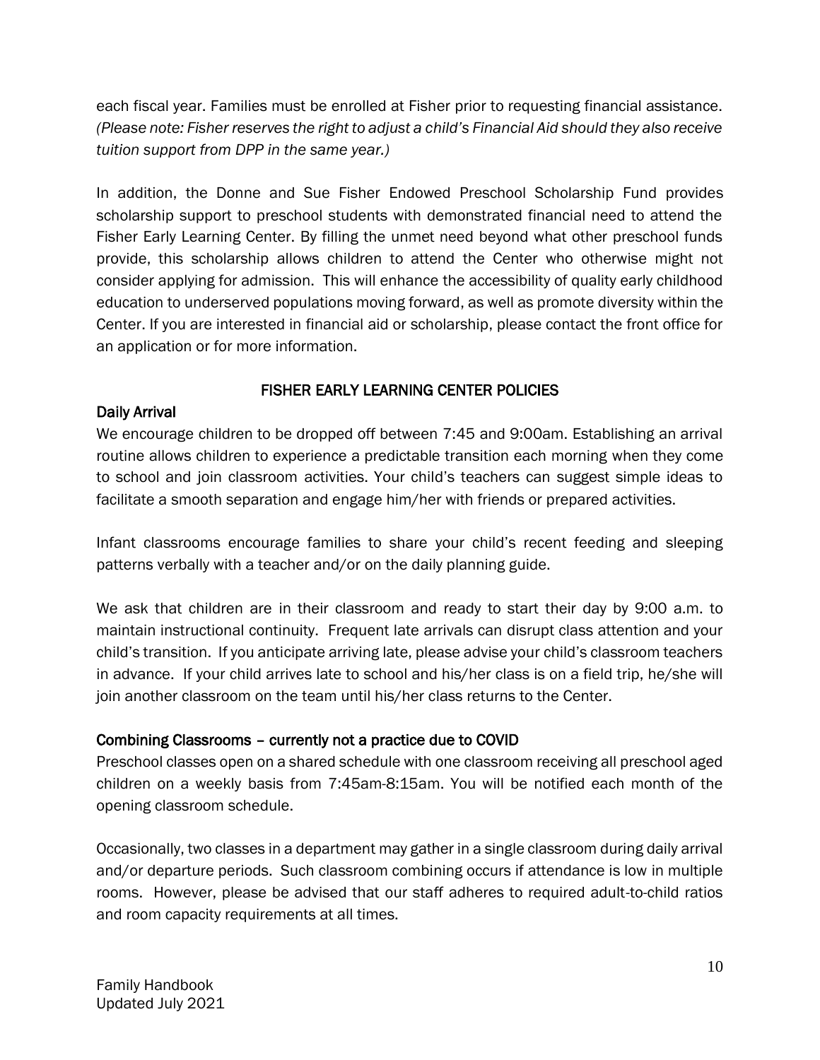each fiscal year. Families must be enrolled at Fisher prior to requesting financial assistance. *(Please note: Fisher reserves the right to adjust a child's Financial Aid should they also receive tuition support from DPP in the same year.)*

In addition, the Donne and Sue Fisher Endowed Preschool Scholarship Fund provides scholarship support to preschool students with demonstrated financial need to attend the Fisher Early Learning Center. By filling the unmet need beyond what other preschool funds provide, this scholarship allows children to attend the Center who otherwise might not consider applying for admission. This will enhance the accessibility of quality early childhood education to underserved populations moving forward, as well as promote diversity within the Center. If you are interested in financial aid or scholarship, please contact the front office for an application or for more information.

## FISHER EARLY LEARNING CENTER POLICIES

### Daily Arrival

We encourage children to be dropped off between 7:45 and 9:00am. Establishing an arrival routine allows children to experience a predictable transition each morning when they come to school and join classroom activities. Your child's teachers can suggest simple ideas to facilitate a smooth separation and engage him/her with friends or prepared activities.

Infant classrooms encourage families to share your child's recent feeding and sleeping patterns verbally with a teacher and/or on the daily planning guide.

We ask that children are in their classroom and ready to start their day by 9:00 a.m. to maintain instructional continuity. Frequent late arrivals can disrupt class attention and your child's transition. If you anticipate arriving late, please advise your child's classroom teachers in advance. If your child arrives late to school and his/her class is on a field trip, he/she will join another classroom on the team until his/her class returns to the Center.

### Combining Classrooms – currently not a practice due to COVID

Preschool classes open on a shared schedule with one classroom receiving all preschool aged children on a weekly basis from 7:45am-8:15am. You will be notified each month of the opening classroom schedule.

Occasionally, two classes in a department may gather in a single classroom during daily arrival and/or departure periods. Such classroom combining occurs if attendance is low in multiple rooms. However, please be advised that our staff adheres to required adult-to-child ratios and room capacity requirements at all times.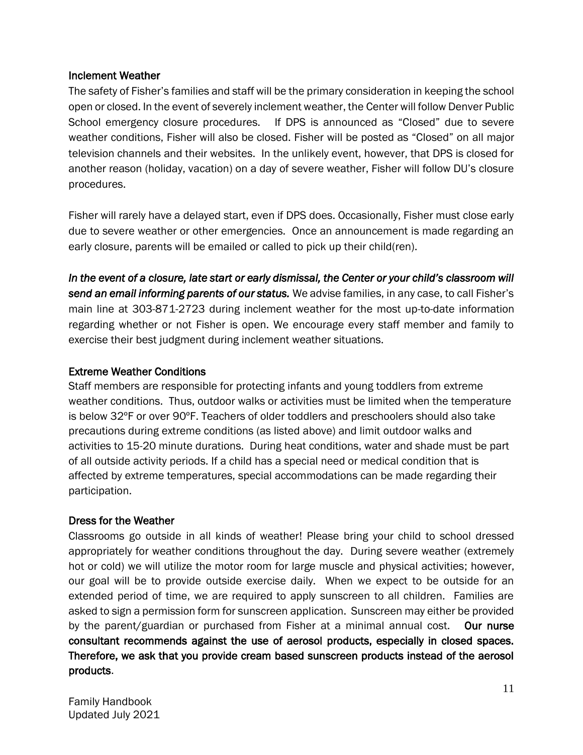### Inclement Weather

The safety of Fisher's families and staff will be the primary consideration in keeping the school open or closed. In the event of severely inclement weather, the Center will follow Denver Public School emergency closure procedures. If DPS is announced as "Closed" due to severe weather conditions, Fisher will also be closed. Fisher will be posted as "Closed" on all major television channels and their websites. In the unlikely event, however, that DPS is closed for another reason (holiday, vacation) on a day of severe weather, Fisher will follow DU's closure procedures.

Fisher will rarely have a delayed start, even if DPS does. Occasionally, Fisher must close early due to severe weather or other emergencies. Once an announcement is made regarding an early closure, parents will be emailed or called to pick up their child(ren).

***In the event of a closure, late start or early dismissal, the Center or your child's classroom will send an email informing parents of our status.*** We advise families, in any case, to call Fisher's main line at 303-871-2723 during inclement weather for the most up-to-date information regarding whether or not Fisher is open. We encourage every staff member and family to exercise their best judgment during inclement weather situations.

### Extreme Weather Conditions

Staff members are responsible for protecting infants and young toddlers from extreme weather conditions. Thus, outdoor walks or activities must be limited when the temperature is below 32ºF or over 90ºF. Teachers of older toddlers and preschoolers should also take precautions during extreme conditions (as listed above) and limit outdoor walks and activities to 15-20 minute durations. During heat conditions, water and shade must be part of all outside activity periods. If a child has a special need or medical condition that is affected by extreme temperatures, special accommodations can be made regarding their participation.

### Dress for the Weather

Classrooms go outside in all kinds of weather! Please bring your child to school dressed appropriately for weather conditions throughout the day. During severe weather (extremely hot or cold) we will utilize the motor room for large muscle and physical activities; however, our goal will be to provide outside exercise daily. When we expect to be outside for an extended period of time, we are required to apply sunscreen to all children. Families are asked to sign a permission form for sunscreen application. Sunscreen may either be provided by the parent/guardian or purchased from Fisher at a minimal annual cost. **Our nurse consultant recommends against the use of aerosol products, especially in closed spaces. Therefore, we ask that you provide cream based sunscreen products instead of the aerosol products**.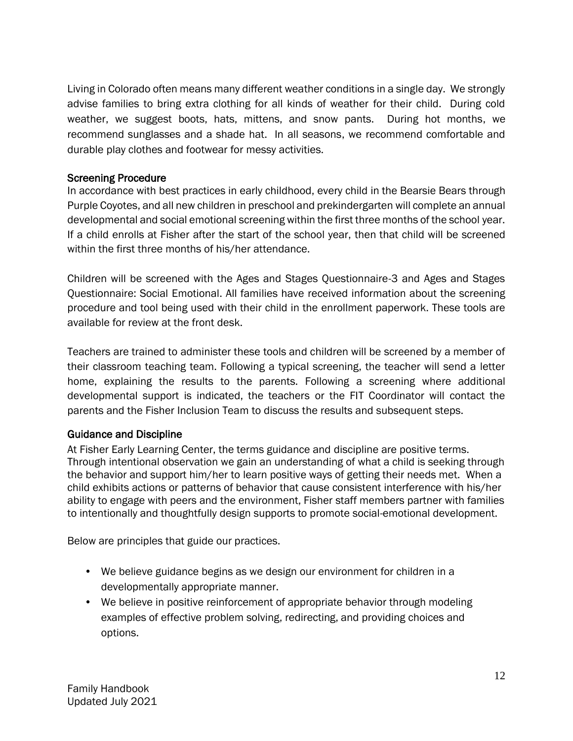Living in Colorado often means many different weather conditions in a single day. We strongly advise families to bring extra clothing for all kinds of weather for their child. During cold weather, we suggest boots, hats, mittens, and snow pants. During hot months, we recommend sunglasses and a shade hat. In all seasons, we recommend comfortable and durable play clothes and footwear for messy activities.

## Screening Procedure

In accordance with best practices in early childhood, every child in the Bearsie Bears through Purple Coyotes, and all new children in preschool and prekindergarten will complete an annual developmental and social emotional screening within the first three months of the school year. If a child enrolls at Fisher after the start of the school year, then that child will be screened within the first three months of his/her attendance.

Children will be screened with the Ages and Stages Questionnaire-3 and Ages and Stages Questionnaire: Social Emotional. All families have received information about the screening procedure and tool being used with their child in the enrollment paperwork. These tools are available for review at the front desk.

Teachers are trained to administer these tools and children will be screened by a member of their classroom teaching team. Following a typical screening, the teacher will send a letter home, explaining the results to the parents. Following a screening where additional developmental support is indicated, the teachers or the FIT Coordinator will contact the parents and the Fisher Inclusion Team to discuss the results and subsequent steps.

## Guidance and Discipline

At Fisher Early Learning Center, the terms guidance and discipline are positive terms. Through intentional observation we gain an understanding of what a child is seeking through the behavior and support him/her to learn positive ways of getting their needs met. When a child exhibits actions or patterns of behavior that cause consistent interference with his/her ability to engage with peers and the environment, Fisher staff members partner with families to intentionally and thoughtfully design supports to promote social-emotional development.

Below are principles that guide our practices.

- We believe guidance begins as we design our environment for children in a developmentally appropriate manner.
- We believe in positive reinforcement of appropriate behavior through modeling examples of effective problem solving, redirecting, and providing choices and options.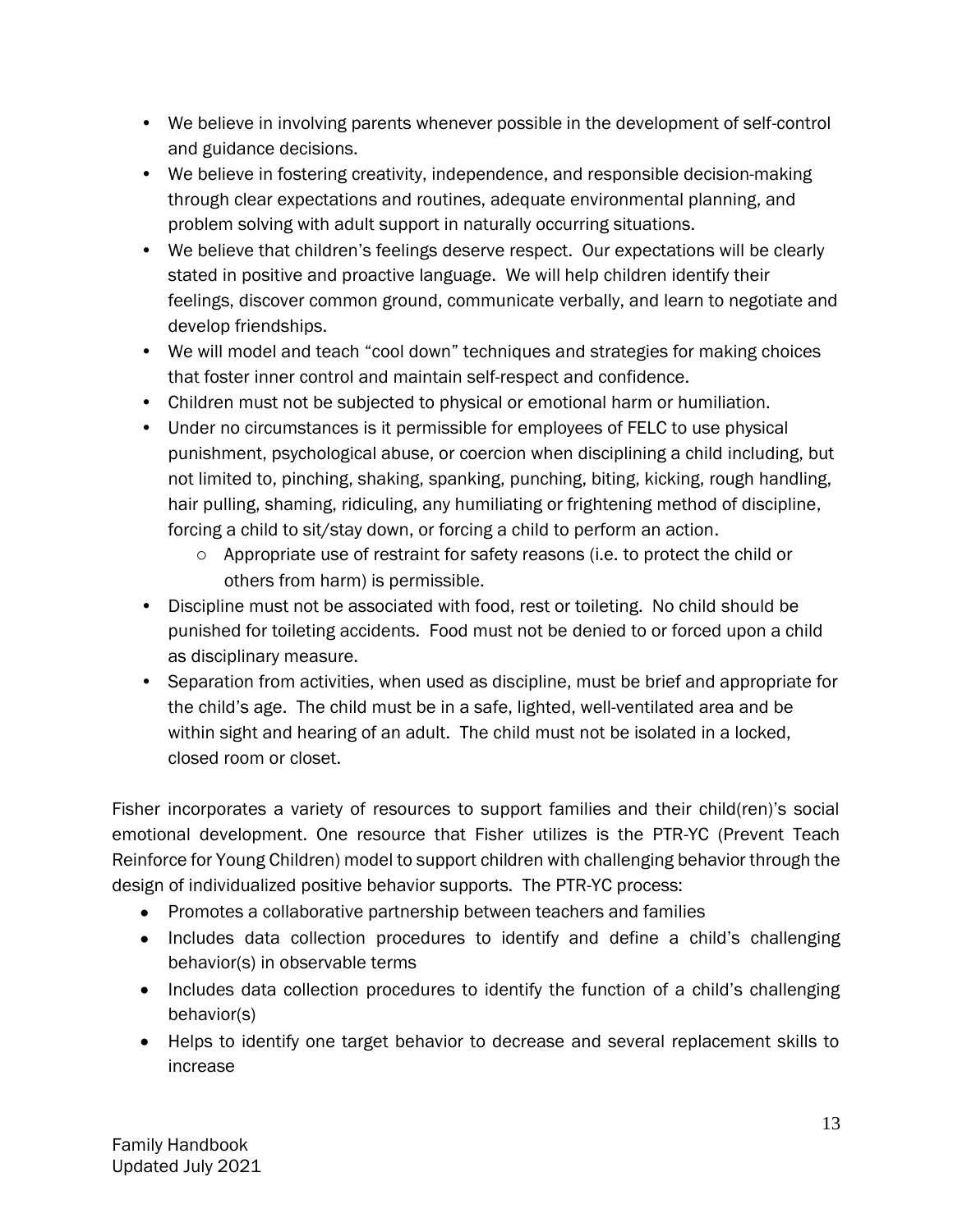- We believe in involving parents whenever possible in the development of self-control and guidance decisions.
- We believe in fostering creativity, independence, and responsible decision-making through clear expectations and routines, adequate environmental planning, and problem solving with adult support in naturally occurring situations.
- We believe that children's feelings deserve respect. Our expectations will be clearly stated in positive and proactive language. We will help children identify their feelings, discover common ground, communicate verbally, and learn to negotiate and develop friendships.
- We will model and teach "cool down" techniques and strategies for making choices that foster inner control and maintain self-respect and confidence.
- Children must not be subjected to physical or emotional harm or humiliation.
- Under no circumstances is it permissible for employees of FELC to use physical punishment, psychological abuse, or coercion when disciplining a child including, but not limited to, pinching, shaking, spanking, punching, biting, kicking, rough handling, hair pulling, shaming, ridiculing, any humiliating or frightening method of discipline, forcing a child to sit/stay down, or forcing a child to perform an action.
  - Appropriate use of restraint for safety reasons (i.e. to protect the child or others from harm) is permissible.
- Discipline must not be associated with food, rest or toileting. No child should be punished for toileting accidents. Food must not be denied to or forced upon a child as disciplinary measure.
- Separation from activities, when used as discipline, must be brief and appropriate for the child's age. The child must be in a safe, lighted, well-ventilated area and be within sight and hearing of an adult. The child must not be isolated in a locked, closed room or closet.

Fisher incorporates a variety of resources to support families and their child(ren)'s social emotional development. One resource that Fisher utilizes is the PTR-YC (Prevent Teach Reinforce for Young Children) model to support children with challenging behavior through the design of individualized positive behavior supports. The PTR-YC process:

- Promotes a collaborative partnership between teachers and families
- Includes data collection procedures to identify and define a child's challenging behavior(s) in observable terms
- Includes data collection procedures to identify the function of a child's challenging behavior(s)
- Helps to identify one target behavior to decrease and several replacement skills to increase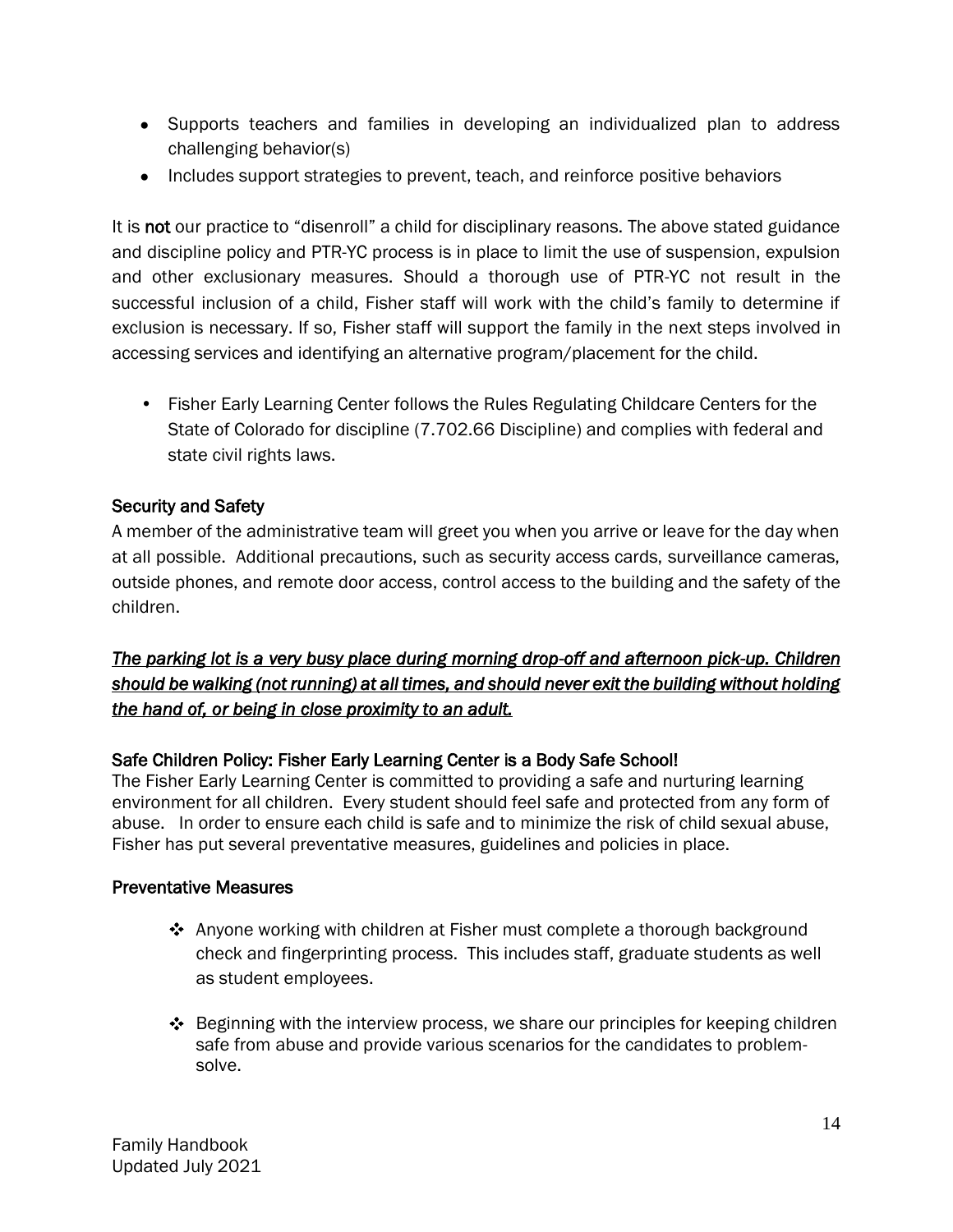- Supports teachers and families in developing an individualized plan to address challenging behavior(s)
- Includes support strategies to prevent, teach, and reinforce positive behaviors

It is **not** our practice to "disenroll" a child for disciplinary reasons. The above stated guidance and discipline policy and PTR-YC process is in place to limit the use of suspension, expulsion and other exclusionary measures. Should a thorough use of PTR-YC not result in the successful inclusion of a child, Fisher staff will work with the child's family to determine if exclusion is necessary. If so, Fisher staff will support the family in the next steps involved in accessing services and identifying an alternative program/placement for the child.

- Fisher Early Learning Center follows the Rules Regulating Childcare Centers for the State of Colorado for discipline (7.702.66 Discipline) and complies with federal and state civil rights laws.

### Security and Safety

A member of the administrative team will greet you when you arrive or leave for the day when at all possible. Additional precautions, such as security access cards, surveillance cameras, outside phones, and remote door access, control access to the building and the safety of the children.

***The parking lot is a very busy place during morning drop-off and afternoon pick-up. Children should be walking (not running) at all times, and should never exit the building without holding the hand of, or being in close proximity to an adult.***

### Safe Children Policy: Fisher Early Learning Center is a Body Safe School!

The Fisher Early Learning Center is committed to providing a safe and nurturing learning environment for all children. Every student should feel safe and protected from any form of abuse. In order to ensure each child is safe and to minimize the risk of child sexual abuse, Fisher has put several preventative measures, guidelines and policies in place.

### Preventative Measures

- Anyone working with children at Fisher must complete a thorough background check and fingerprinting process. This includes staff, graduate students as well as student employees.
- Beginning with the interview process, we share our principles for keeping children safe from abuse and provide various scenarios for the candidates to problem-solve.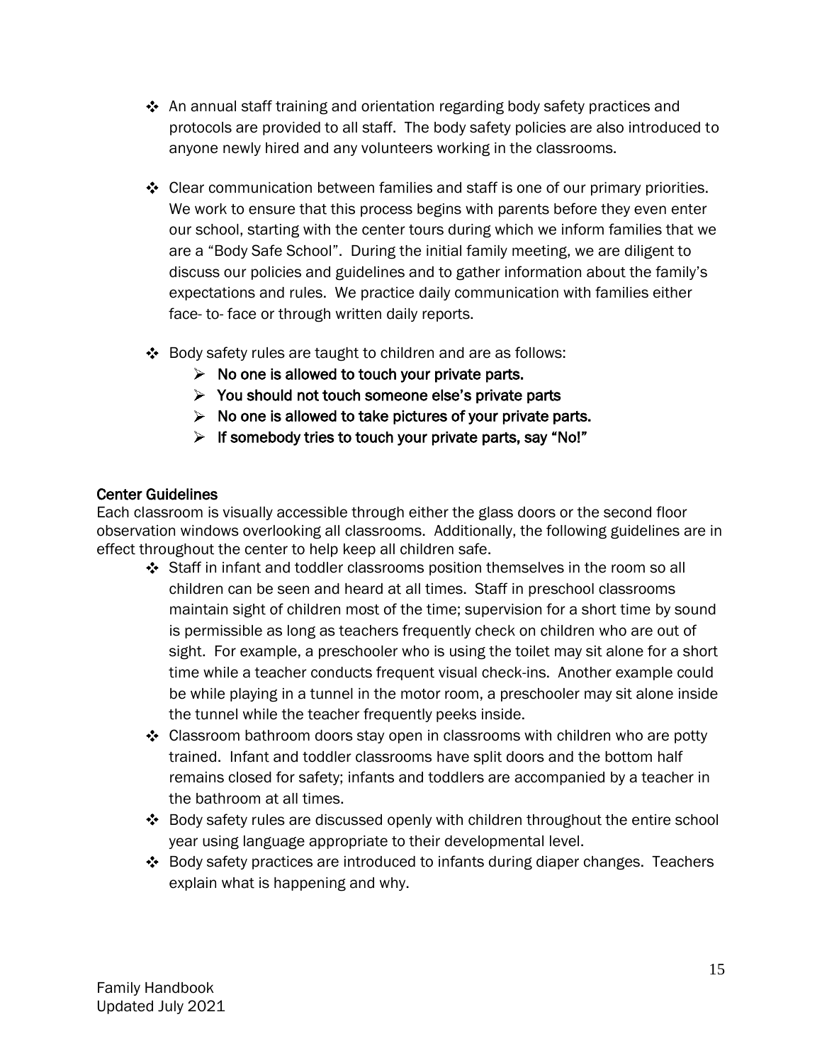- An annual staff training and orientation regarding body safety practices and protocols are provided to all staff. The body safety policies are also introduced to anyone newly hired and any volunteers working in the classrooms.

- Clear communication between families and staff is one of our primary priorities. We work to ensure that this process begins with parents before they even enter our school, starting with the center tours during which we inform families that we are a "Body Safe School". During the initial family meeting, we are diligent to discuss our policies and guidelines and to gather information about the family's expectations and rules. We practice daily communication with families either face- to- face or through written daily reports.

- Body safety rules are taught to children and are as follows:
  - No one is allowed to touch your private parts.
  - You should not touch someone else's private parts
  - No one is allowed to take pictures of your private parts.
  - If somebody tries to touch your private parts, say "No!"

**Center Guidelines**

Each classroom is visually accessible through either the glass doors or the second floor observation windows overlooking all classrooms. Additionally, the following guidelines are in effect throughout the center to help keep all children safe.

- Staff in infant and toddler classrooms position themselves in the room so all children can be seen and heard at all times. Staff in preschool classrooms maintain sight of children most of the time; supervision for a short time by sound is permissible as long as teachers frequently check on children who are out of sight. For example, a preschooler who is using the toilet may sit alone for a short time while a teacher conducts frequent visual check-ins. Another example could be while playing in a tunnel in the motor room, a preschooler may sit alone inside the tunnel while the teacher frequently peeks inside.
- Classroom bathroom doors stay open in classrooms with children who are potty trained. Infant and toddler classrooms have split doors and the bottom half remains closed for safety; infants and toddlers are accompanied by a teacher in the bathroom at all times.
- Body safety rules are discussed openly with children throughout the entire school year using language appropriate to their developmental level.
- Body safety practices are introduced to infants during diaper changes. Teachers explain what is happening and why.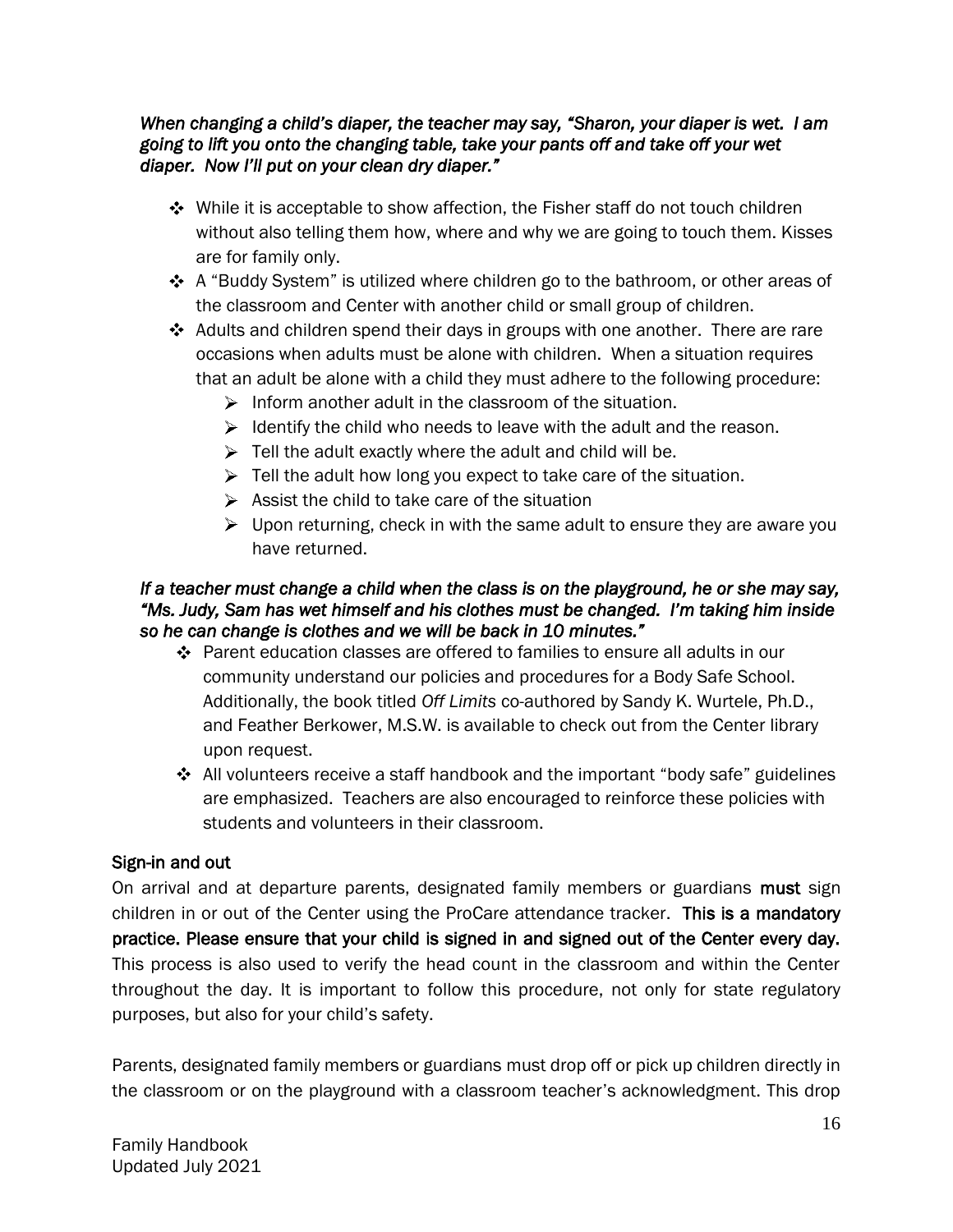*When changing a child's diaper, the teacher may say, "Sharon, your diaper is wet. I am going to lift you onto the changing table, take your pants off and take off your wet diaper. Now I'll put on your clean dry diaper."*

- While it is acceptable to show affection, the Fisher staff do not touch children without also telling them how, where and why we are going to touch them. Kisses are for family only.
- A "Buddy System" is utilized where children go to the bathroom, or other areas of the classroom and Center with another child or small group of children.
- Adults and children spend their days in groups with one another. There are rare occasions when adults must be alone with children. When a situation requires that an adult be alone with a child they must adhere to the following procedure:
  - Inform another adult in the classroom of the situation.
  - Identify the child who needs to leave with the adult and the reason.
  - Tell the adult exactly where the adult and child will be.
  - Tell the adult how long you expect to take care of the situation.
  - Assist the child to take care of the situation
  - Upon returning, check in with the same adult to ensure they are aware you have returned.

*If a teacher must change a child when the class is on the playground, he or she may say, "Ms. Judy, Sam has wet himself and his clothes must be changed. I'm taking him inside so he can change is clothes and we will be back in 10 minutes."*

- Parent education classes are offered to families to ensure all adults in our community understand our policies and procedures for a Body Safe School. Additionally, the book titled *Off Limits* co-authored by Sandy K. Wurtele, Ph.D., and Feather Berkower, M.S.W. is available to check out from the Center library upon request.
- All volunteers receive a staff handbook and the important "body safe" guidelines are emphasized. Teachers are also encouraged to reinforce these policies with students and volunteers in their classroom.

## Sign-in and out

On arrival and at departure parents, designated family members or guardians **must** sign children in or out of the Center using the ProCare attendance tracker. **This is a mandatory practice. Please ensure that your child is signed in and signed out of the Center every day.** This process is also used to verify the head count in the classroom and within the Center throughout the day. It is important to follow this procedure, not only for state regulatory purposes, but also for your child's safety.

Parents, designated family members or guardians must drop off or pick up children directly in the classroom or on the playground with a classroom teacher's acknowledgment. This drop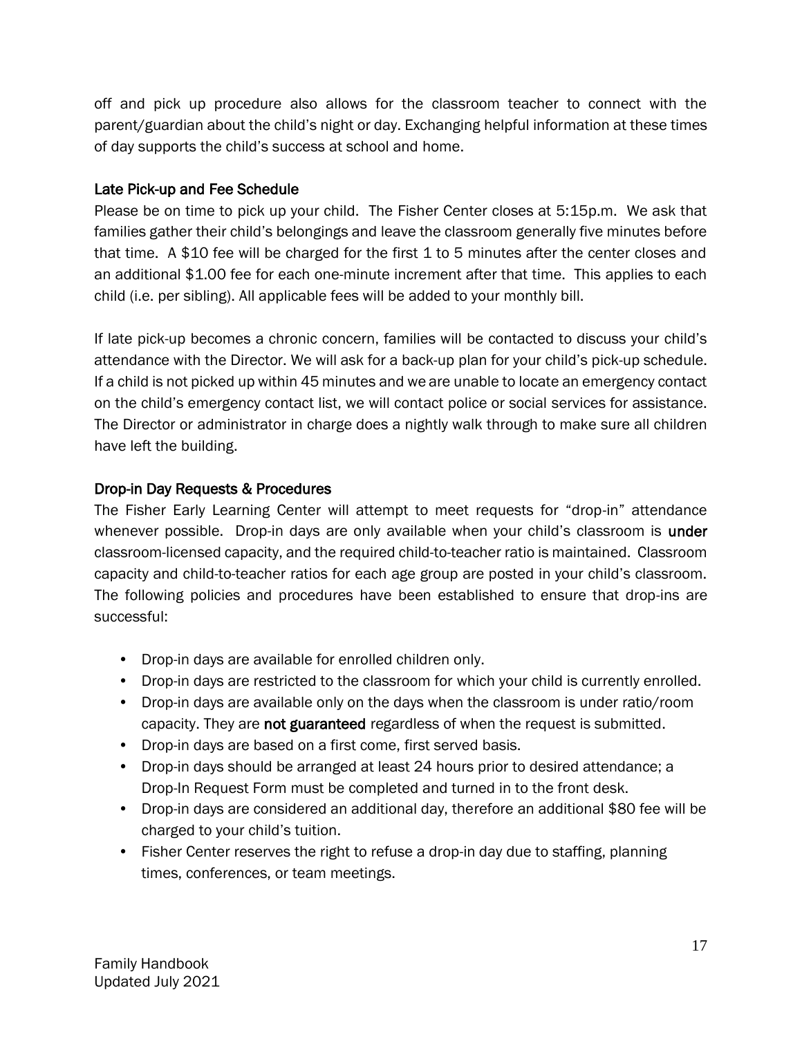off and pick up procedure also allows for the classroom teacher to connect with the parent/guardian about the child's night or day. Exchanging helpful information at these times of day supports the child's success at school and home.

### Late Pick-up and Fee Schedule

Please be on time to pick up your child. The Fisher Center closes at 5:15p.m. We ask that families gather their child's belongings and leave the classroom generally five minutes before that time. A $10 fee will be charged for the first 1 to 5 minutes after the center closes and an additional $1.00 fee for each one-minute increment after that time. This applies to each child (i.e. per sibling). All applicable fees will be added to your monthly bill.

If late pick-up becomes a chronic concern, families will be contacted to discuss your child's attendance with the Director. We will ask for a back-up plan for your child's pick-up schedule. If a child is not picked up within 45 minutes and we are unable to locate an emergency contact on the child's emergency contact list, we will contact police or social services for assistance. The Director or administrator in charge does a nightly walk through to make sure all children have left the building.

### Drop-in Day Requests & Procedures

The Fisher Early Learning Center will attempt to meet requests for "drop-in" attendance whenever possible. Drop-in days are only available when your child's classroom is **under** classroom-licensed capacity, and the required child-to-teacher ratio is maintained. Classroom capacity and child-to-teacher ratios for each age group are posted in your child's classroom. The following policies and procedures have been established to ensure that drop-ins are successful:

- Drop-in days are available for enrolled children only.
- Drop-in days are restricted to the classroom for which your child is currently enrolled.
- Drop-in days are available only on the days when the classroom is under ratio/room capacity. They are **not guaranteed** regardless of when the request is submitted.
- Drop-in days are based on a first come, first served basis.
- Drop-in days should be arranged at least 24 hours prior to desired attendance; a Drop-In Request Form must be completed and turned in to the front desk.
- Drop-in days are considered an additional day, therefore an additional $80 fee will be charged to your child's tuition.
- Fisher Center reserves the right to refuse a drop-in day due to staffing, planning times, conferences, or team meetings.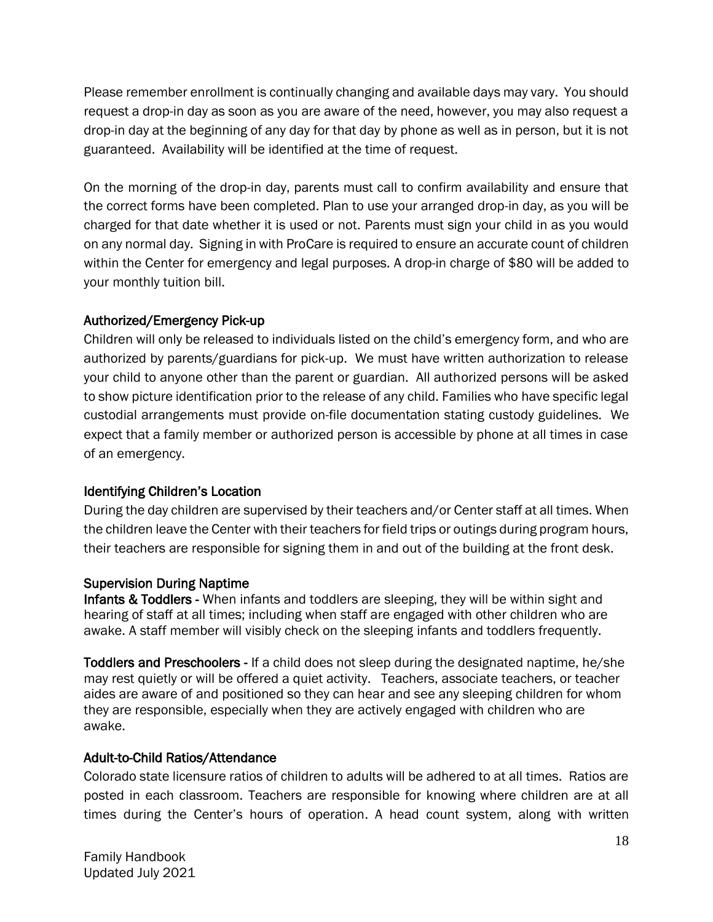Please remember enrollment is continually changing and available days may vary. You should request a drop-in day as soon as you are aware of the need, however, you may also request a drop-in day at the beginning of any day for that day by phone as well as in person, but it is not guaranteed. Availability will be identified at the time of request.

On the morning of the drop-in day, parents must call to confirm availability and ensure that the correct forms have been completed. Plan to use your arranged drop-in day, as you will be charged for that date whether it is used or not. Parents must sign your child in as you would on any normal day. Signing in with ProCare is required to ensure an accurate count of children within the Center for emergency and legal purposes. A drop-in charge of $80 will be added to your monthly tuition bill.

### Authorized/Emergency Pick-up

Children will only be released to individuals listed on the child's emergency form, and who are authorized by parents/guardians for pick-up. We must have written authorization to release your child to anyone other than the parent or guardian. All authorized persons will be asked to show picture identification prior to the release of any child. Families who have specific legal custodial arrangements must provide on-file documentation stating custody guidelines. We expect that a family member or authorized person is accessible by phone at all times in case of an emergency.

### Identifying Children's Location

During the day children are supervised by their teachers and/or Center staff at all times. When the children leave the Center with their teachers for field trips or outings during program hours, their teachers are responsible for signing them in and out of the building at the front desk.

### Supervision During Naptime

**Infants & Toddlers -** When infants and toddlers are sleeping, they will be within sight and hearing of staff at all times; including when staff are engaged with other children who are awake. A staff member will visibly check on the sleeping infants and toddlers frequently.

**Toddlers and Preschoolers -** If a child does not sleep during the designated naptime, he/she may rest quietly or will be offered a quiet activity. Teachers, associate teachers, or teacher aides are aware of and positioned so they can hear and see any sleeping children for whom they are responsible, especially when they are actively engaged with children who are awake.

### Adult-to-Child Ratios/Attendance

Colorado state licensure ratios of children to adults will be adhered to at all times. Ratios are posted in each classroom. Teachers are responsible for knowing where children are at all times during the Center's hours of operation. A head count system, along with written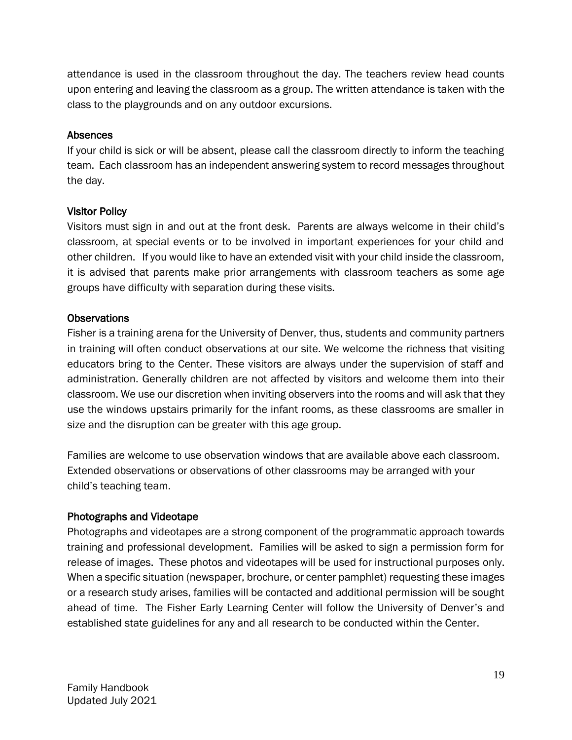attendance is used in the classroom throughout the day. The teachers review head counts upon entering and leaving the classroom as a group. The written attendance is taken with the class to the playgrounds and on any outdoor excursions.

### Absences

If your child is sick or will be absent, please call the classroom directly to inform the teaching team. Each classroom has an independent answering system to record messages throughout the day.

### Visitor Policy

Visitors must sign in and out at the front desk. Parents are always welcome in their child's classroom, at special events or to be involved in important experiences for your child and other children. If you would like to have an extended visit with your child inside the classroom, it is advised that parents make prior arrangements with classroom teachers as some age groups have difficulty with separation during these visits.

### Observations

Fisher is a training arena for the University of Denver, thus, students and community partners in training will often conduct observations at our site. We welcome the richness that visiting educators bring to the Center. These visitors are always under the supervision of staff and administration. Generally children are not affected by visitors and welcome them into their classroom. We use our discretion when inviting observers into the rooms and will ask that they use the windows upstairs primarily for the infant rooms, as these classrooms are smaller in size and the disruption can be greater with this age group.

Families are welcome to use observation windows that are available above each classroom. Extended observations or observations of other classrooms may be arranged with your child's teaching team.

### Photographs and Videotape

Photographs and videotapes are a strong component of the programmatic approach towards training and professional development. Families will be asked to sign a permission form for release of images. These photos and videotapes will be used for instructional purposes only. When a specific situation (newspaper, brochure, or center pamphlet) requesting these images or a research study arises, families will be contacted and additional permission will be sought ahead of time. The Fisher Early Learning Center will follow the University of Denver's and established state guidelines for any and all research to be conducted within the Center.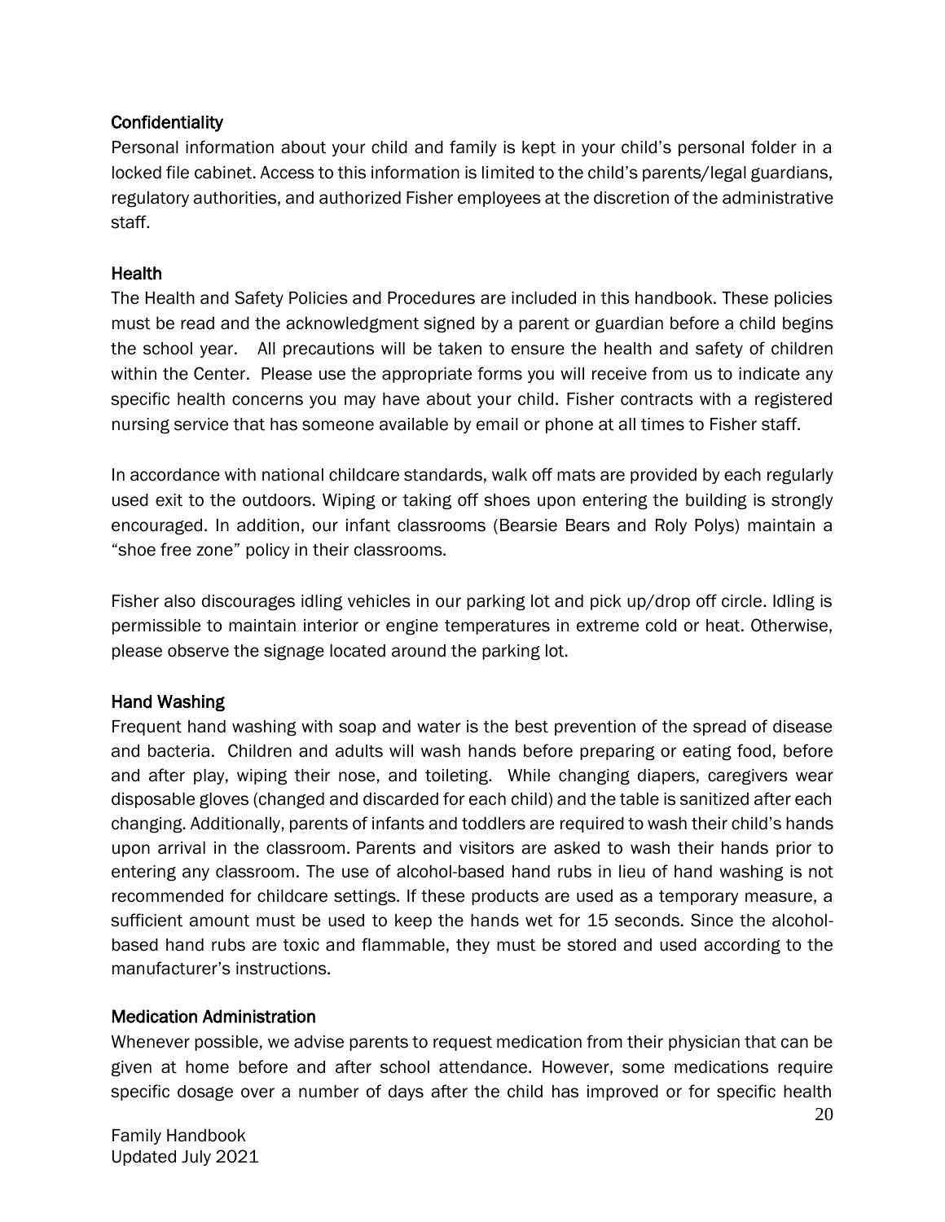## Confidentiality

Personal information about your child and family is kept in your child's personal folder in a locked file cabinet. Access to this information is limited to the child's parents/legal guardians, regulatory authorities, and authorized Fisher employees at the discretion of the administrative staff.

## Health

The Health and Safety Policies and Procedures are included in this handbook. These policies must be read and the acknowledgment signed by a parent or guardian before a child begins the school year. All precautions will be taken to ensure the health and safety of children within the Center. Please use the appropriate forms you will receive from us to indicate any specific health concerns you may have about your child. Fisher contracts with a registered nursing service that has someone available by email or phone at all times to Fisher staff.

In accordance with national childcare standards, walk off mats are provided by each regularly used exit to the outdoors. Wiping or taking off shoes upon entering the building is strongly encouraged. In addition, our infant classrooms (Bearsie Bears and Roly Polys) maintain a "shoe free zone" policy in their classrooms.

Fisher also discourages idling vehicles in our parking lot and pick up/drop off circle. Idling is permissible to maintain interior or engine temperatures in extreme cold or heat. Otherwise, please observe the signage located around the parking lot.

## Hand Washing

Frequent hand washing with soap and water is the best prevention of the spread of disease and bacteria. Children and adults will wash hands before preparing or eating food, before and after play, wiping their nose, and toileting. While changing diapers, caregivers wear disposable gloves (changed and discarded for each child) and the table is sanitized after each changing. Additionally, parents of infants and toddlers are required to wash their child's hands upon arrival in the classroom. Parents and visitors are asked to wash their hands prior to entering any classroom. The use of alcohol-based hand rubs in lieu of hand washing is not recommended for childcare settings. If these products are used as a temporary measure, a sufficient amount must be used to keep the hands wet for 15 seconds. Since the alcohol-based hand rubs are toxic and flammable, they must be stored and used according to the manufacturer's instructions.

## Medication Administration

Whenever possible, we advise parents to request medication from their physician that can be given at home before and after school attendance. However, some medications require specific dosage over a number of days after the child has improved or for specific health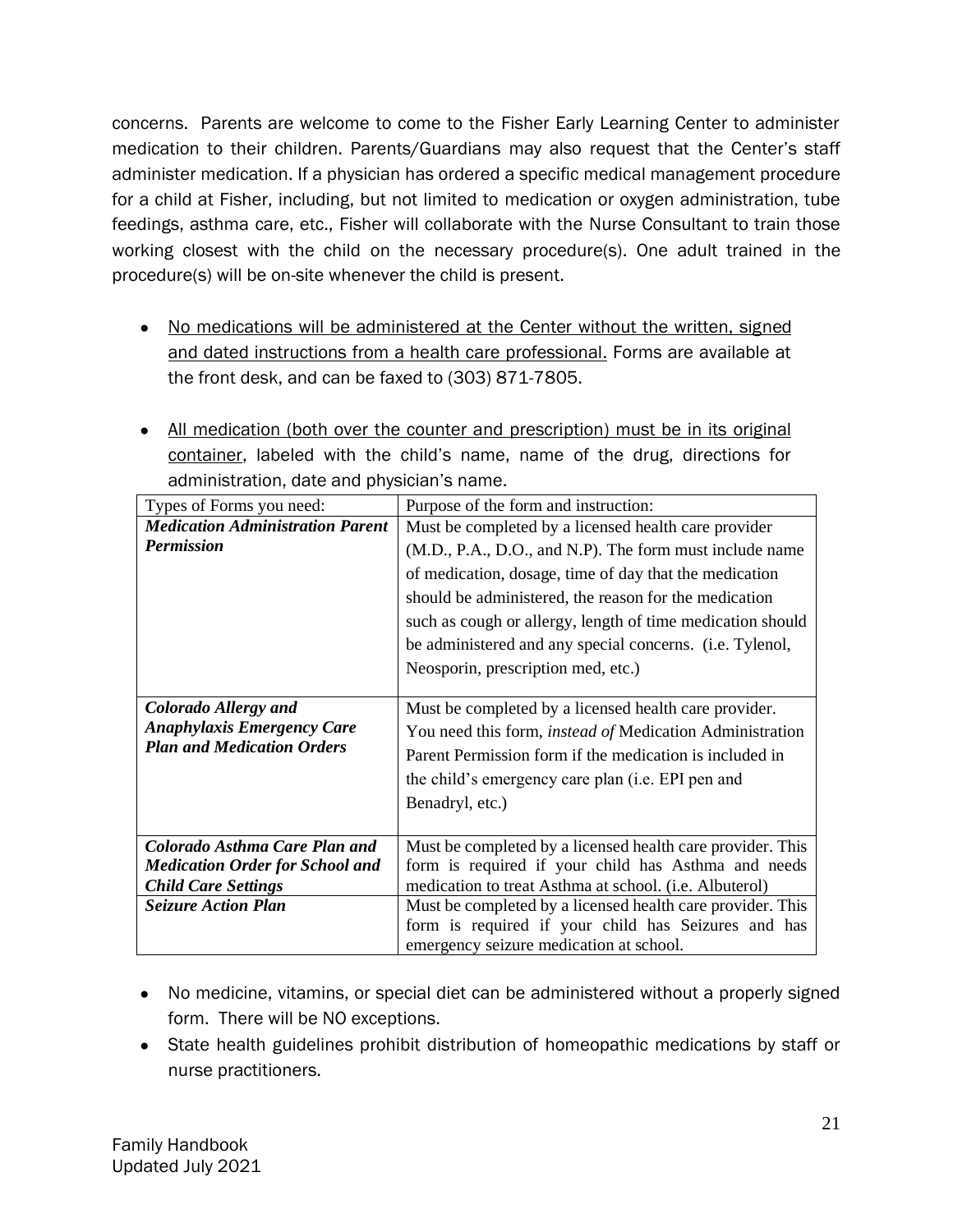concerns. Parents are welcome to come to the Fisher Early Learning Center to administer medication to their children. Parents/Guardians may also request that the Center's staff administer medication. If a physician has ordered a specific medical management procedure for a child at Fisher, including, but not limited to medication or oxygen administration, tube feedings, asthma care, etc., Fisher will collaborate with the Nurse Consultant to train those working closest with the child on the necessary procedure(s). One adult trained in the procedure(s) will be on-site whenever the child is present.

- No medications will be administered at the Center without the written, signed and dated instructions from a health care professional. Forms are available at the front desk, and can be faxed to (303) 871-7805.
- All medication (both over the counter and prescription) must be in its original container, labeled with the child's name, name of the drug, directions for administration, date and physician's name.

| Types of Forms you need: | Purpose of the form and instruction: |
|---|---|
| ***Medication Administration Parent Permission*** | Must be completed by a licensed health care provider (M.D., P.A., D.O., and N.P). The form must include name of medication, dosage, time of day that the medication should be administered, the reason for the medication such as cough or allergy, length of time medication should be administered and any special concerns. (i.e. Tylenol, Neosporin, prescription med, etc.) |
| ***Colorado Allergy and Anaphylaxis Emergency Care Plan and Medication Orders*** | Must be completed by a licensed health care provider. You need this form, *instead of* Medication Administration Parent Permission form if the medication is included in the child's emergency care plan (i.e. EPI pen and Benadryl, etc.) |
| ***Colorado Asthma Care Plan and Medication Order for School and Child Care Settings*** | Must be completed by a licensed health care provider. This form is required if your child has Asthma and needs medication to treat Asthma at school. (i.e. Albuterol) |
| ***Seizure Action Plan*** | Must be completed by a licensed health care provider. This form is required if your child has Seizures and has emergency seizure medication at school. |

- No medicine, vitamins, or special diet can be administered without a properly signed form. There will be NO exceptions.
- State health guidelines prohibit distribution of homeopathic medications by staff or nurse practitioners.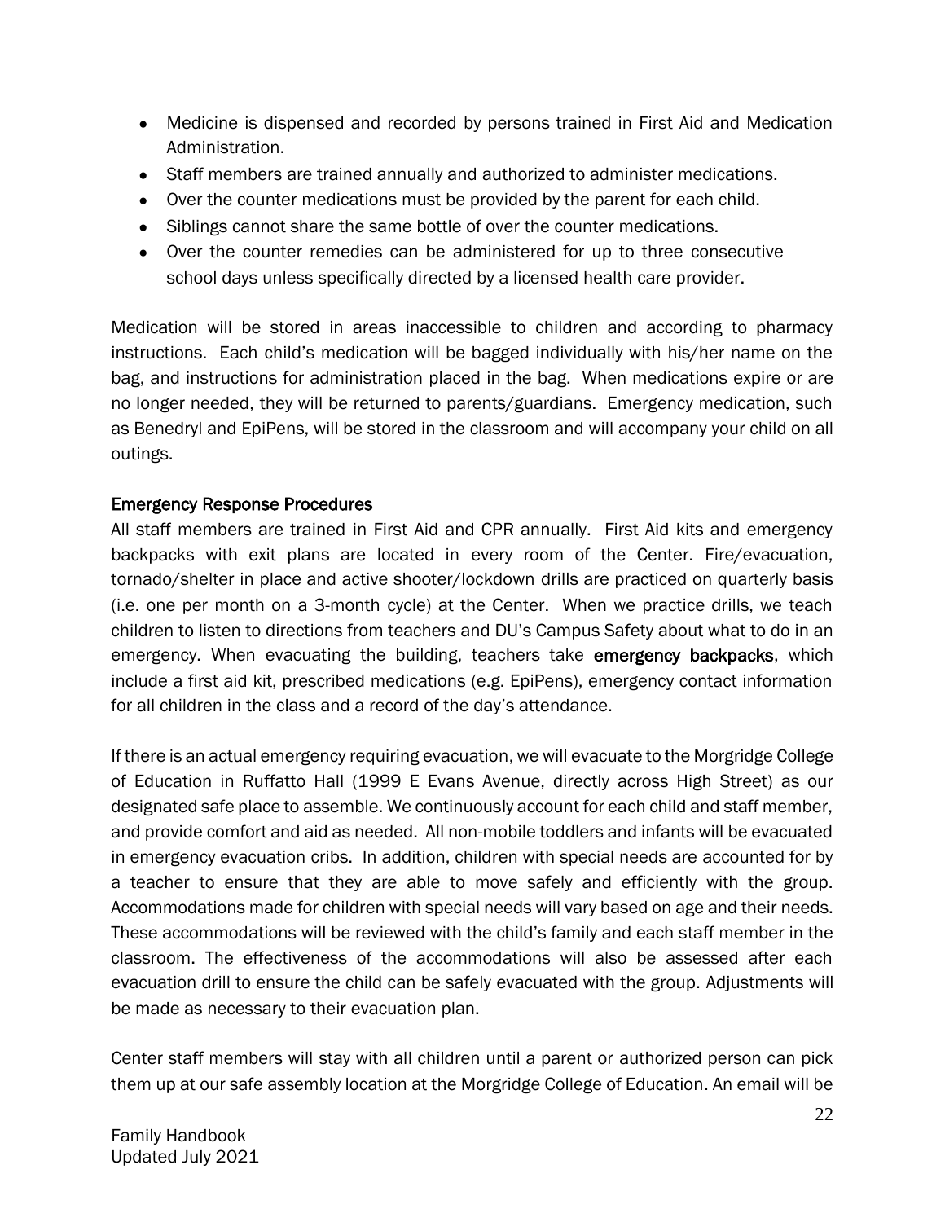- Medicine is dispensed and recorded by persons trained in First Aid and Medication Administration.
- Staff members are trained annually and authorized to administer medications.
- Over the counter medications must be provided by the parent for each child.
- Siblings cannot share the same bottle of over the counter medications.
- Over the counter remedies can be administered for up to three consecutive school days unless specifically directed by a licensed health care provider.

Medication will be stored in areas inaccessible to children and according to pharmacy instructions. Each child's medication will be bagged individually with his/her name on the bag, and instructions for administration placed in the bag. When medications expire or are no longer needed, they will be returned to parents/guardians. Emergency medication, such as Benedryl and EpiPens, will be stored in the classroom and will accompany your child on all outings.

### Emergency Response Procedures

All staff members are trained in First Aid and CPR annually. First Aid kits and emergency backpacks with exit plans are located in every room of the Center. Fire/evacuation, tornado/shelter in place and active shooter/lockdown drills are practiced on quarterly basis (i.e. one per month on a 3-month cycle) at the Center. When we practice drills, we teach children to listen to directions from teachers and DU's Campus Safety about what to do in an emergency. When evacuating the building, teachers take **emergency backpacks**, which include a first aid kit, prescribed medications (e.g. EpiPens), emergency contact information for all children in the class and a record of the day's attendance.

If there is an actual emergency requiring evacuation, we will evacuate to the Morgridge College of Education in Ruffatto Hall (1999 E Evans Avenue, directly across High Street) as our designated safe place to assemble. We continuously account for each child and staff member, and provide comfort and aid as needed. All non-mobile toddlers and infants will be evacuated in emergency evacuation cribs. In addition, children with special needs are accounted for by a teacher to ensure that they are able to move safely and efficiently with the group. Accommodations made for children with special needs will vary based on age and their needs. These accommodations will be reviewed with the child's family and each staff member in the classroom. The effectiveness of the accommodations will also be assessed after each evacuation drill to ensure the child can be safely evacuated with the group. Adjustments will be made as necessary to their evacuation plan.

Center staff members will stay with all children until a parent or authorized person can pick them up at our safe assembly location at the Morgridge College of Education. An email will be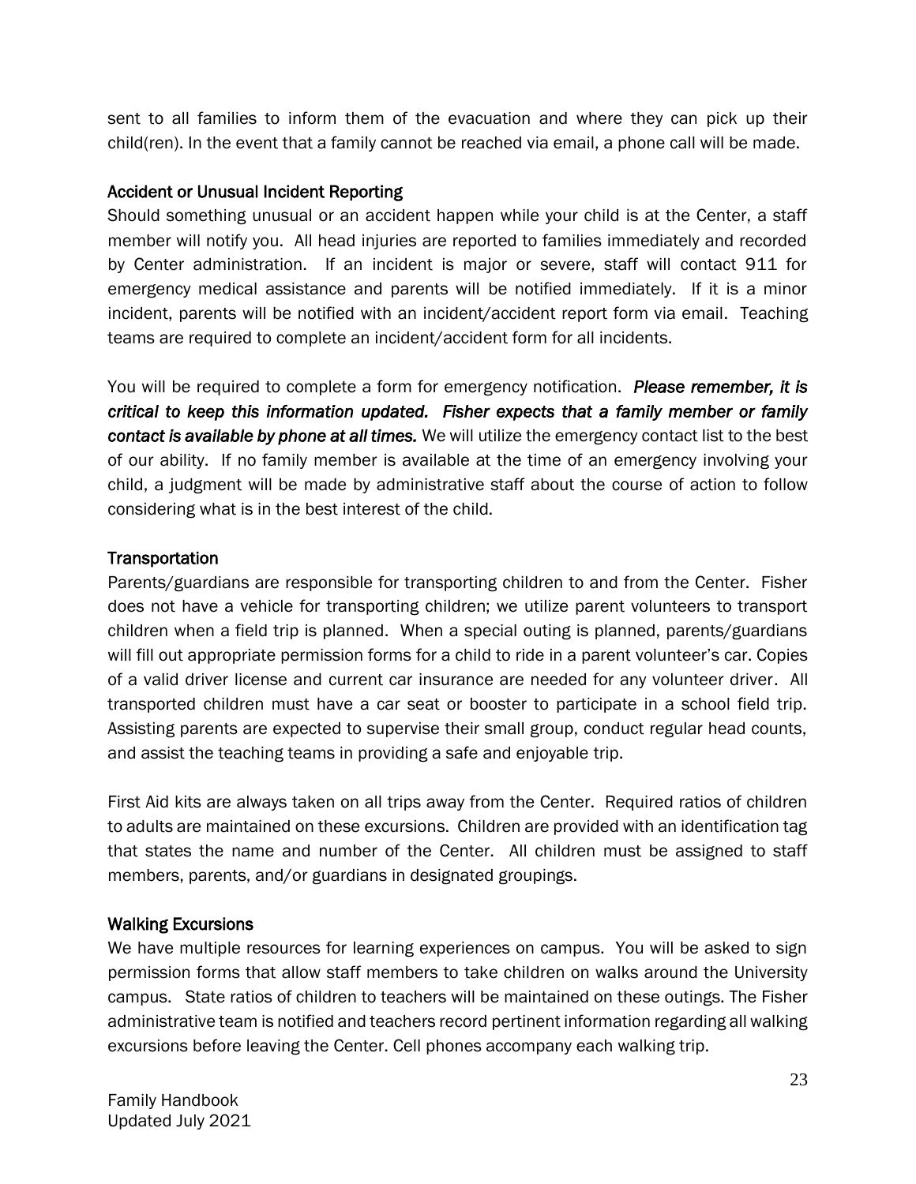sent to all families to inform them of the evacuation and where they can pick up their child(ren). In the event that a family cannot be reached via email, a phone call will be made.

### Accident or Unusual Incident Reporting

Should something unusual or an accident happen while your child is at the Center, a staff member will notify you. All head injuries are reported to families immediately and recorded by Center administration. If an incident is major or severe, staff will contact 911 for emergency medical assistance and parents will be notified immediately. If it is a minor incident, parents will be notified with an incident/accident report form via email. Teaching teams are required to complete an incident/accident form for all incidents.

You will be required to complete a form for emergency notification. ***Please remember, it is critical to keep this information updated. Fisher expects that a family member or family contact is available by phone at all times.*** We will utilize the emergency contact list to the best of our ability. If no family member is available at the time of an emergency involving your child, a judgment will be made by administrative staff about the course of action to follow considering what is in the best interest of the child.

### Transportation

Parents/guardians are responsible for transporting children to and from the Center. Fisher does not have a vehicle for transporting children; we utilize parent volunteers to transport children when a field trip is planned. When a special outing is planned, parents/guardians will fill out appropriate permission forms for a child to ride in a parent volunteer's car. Copies of a valid driver license and current car insurance are needed for any volunteer driver. All transported children must have a car seat or booster to participate in a school field trip. Assisting parents are expected to supervise their small group, conduct regular head counts, and assist the teaching teams in providing a safe and enjoyable trip.

First Aid kits are always taken on all trips away from the Center. Required ratios of children to adults are maintained on these excursions. Children are provided with an identification tag that states the name and number of the Center. All children must be assigned to staff members, parents, and/or guardians in designated groupings.

### Walking Excursions

We have multiple resources for learning experiences on campus. You will be asked to sign permission forms that allow staff members to take children on walks around the University campus. State ratios of children to teachers will be maintained on these outings. The Fisher administrative team is notified and teachers record pertinent information regarding all walking excursions before leaving the Center. Cell phones accompany each walking trip.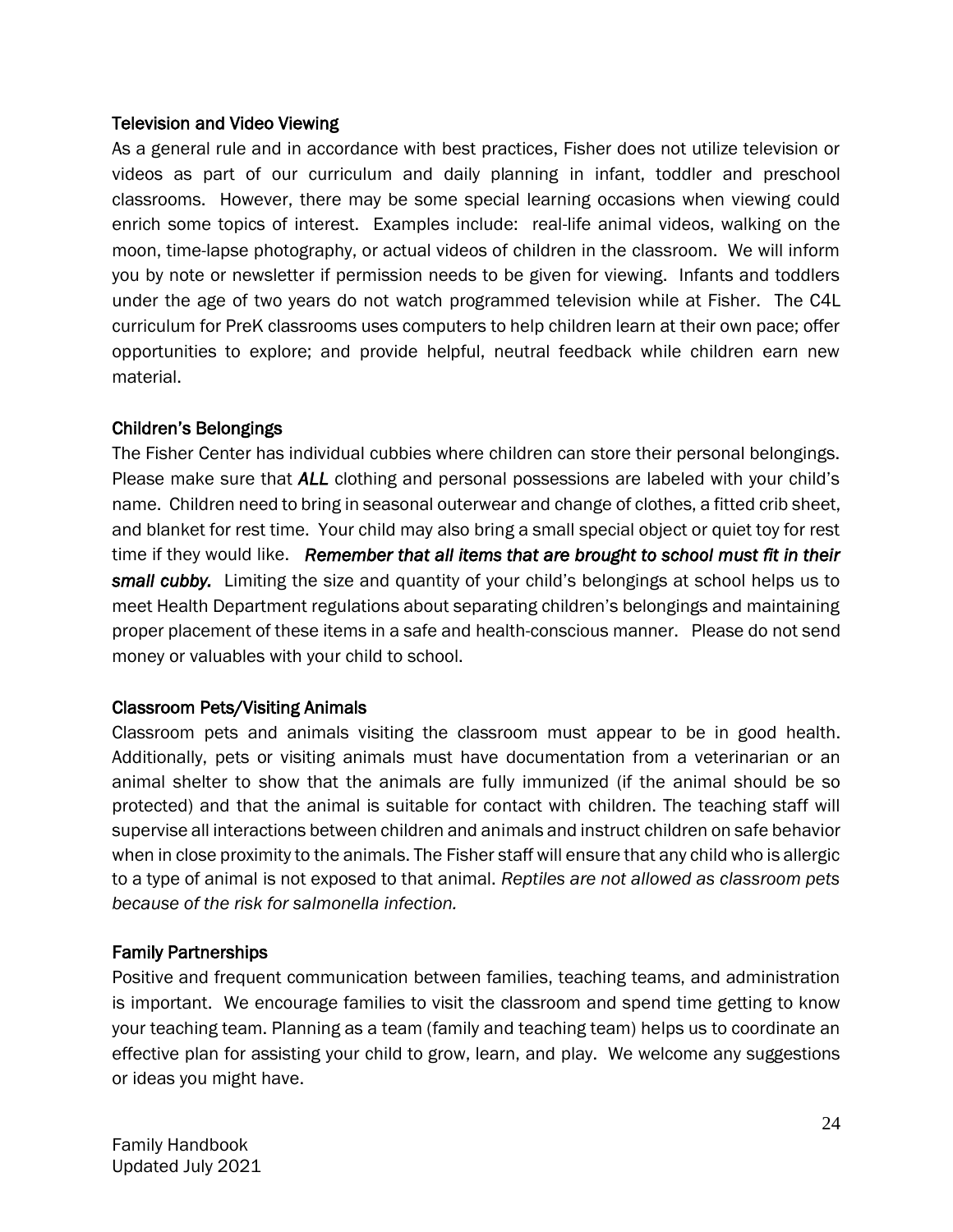## Television and Video Viewing

As a general rule and in accordance with best practices, Fisher does not utilize television or videos as part of our curriculum and daily planning in infant, toddler and preschool classrooms. However, there may be some special learning occasions when viewing could enrich some topics of interest. Examples include: real-life animal videos, walking on the moon, time-lapse photography, or actual videos of children in the classroom. We will inform you by note or newsletter if permission needs to be given for viewing. Infants and toddlers under the age of two years do not watch programmed television while at Fisher. The C4L curriculum for PreK classrooms uses computers to help children learn at their own pace; offer opportunities to explore; and provide helpful, neutral feedback while children earn new material.

## Children's Belongings

The Fisher Center has individual cubbies where children can store their personal belongings. Please make sure that ***ALL*** clothing and personal possessions are labeled with your child's name. Children need to bring in seasonal outerwear and change of clothes, a fitted crib sheet, and blanket for rest time. Your child may also bring a small special object or quiet toy for rest time if they would like. ***Remember that all items that are brought to school must fit in their small cubby.*** Limiting the size and quantity of your child's belongings at school helps us to meet Health Department regulations about separating children's belongings and maintaining proper placement of these items in a safe and health-conscious manner. Please do not send money or valuables with your child to school.

## Classroom Pets/Visiting Animals

Classroom pets and animals visiting the classroom must appear to be in good health. Additionally, pets or visiting animals must have documentation from a veterinarian or an animal shelter to show that the animals are fully immunized (if the animal should be so protected) and that the animal is suitable for contact with children. The teaching staff will supervise all interactions between children and animals and instruct children on safe behavior when in close proximity to the animals. The Fisher staff will ensure that any child who is allergic to a type of animal is not exposed to that animal. *Reptiles are not allowed as classroom pets because of the risk for salmonella infection.*

## Family Partnerships

Positive and frequent communication between families, teaching teams, and administration is important. We encourage families to visit the classroom and spend time getting to know your teaching team. Planning as a team (family and teaching team) helps us to coordinate an effective plan for assisting your child to grow, learn, and play. We welcome any suggestions or ideas you might have.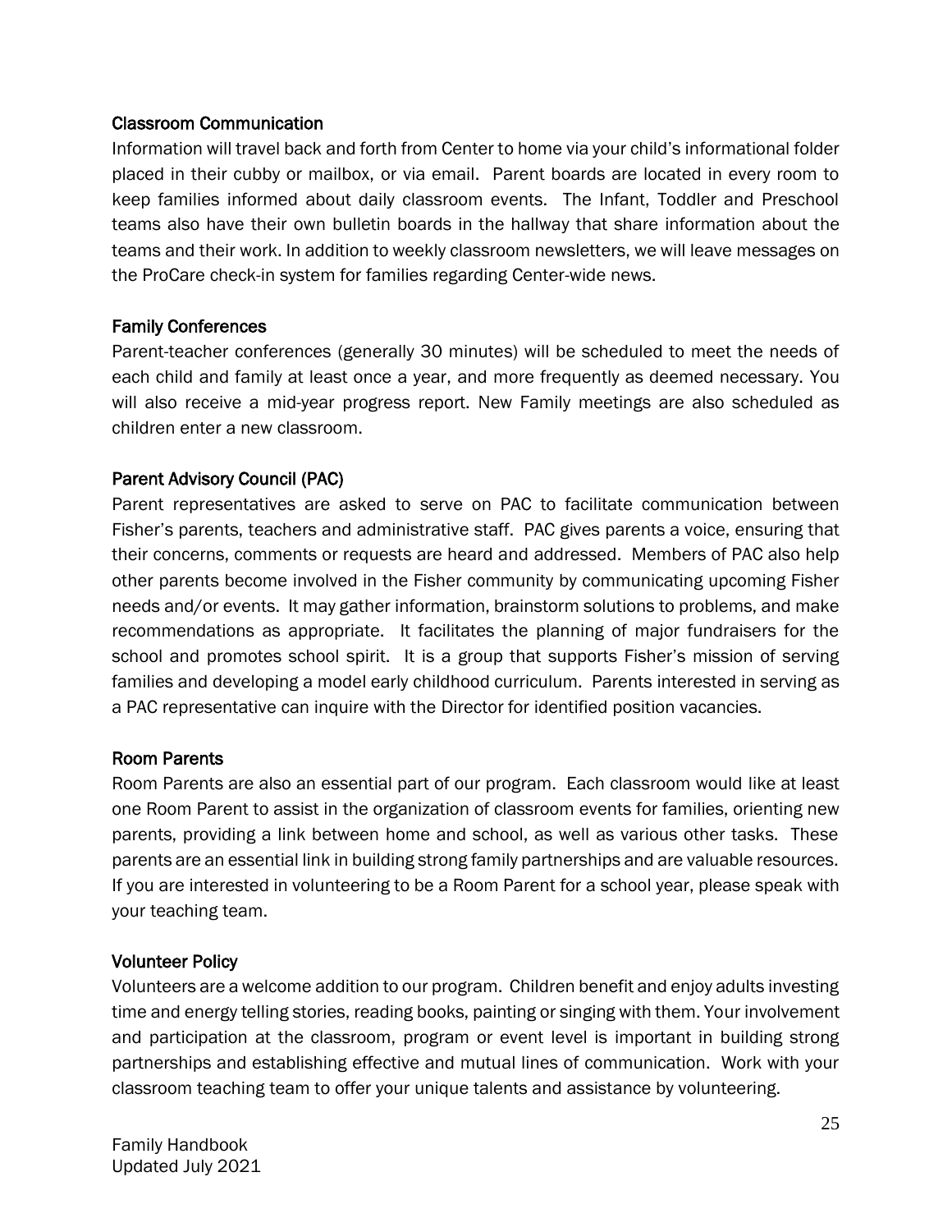### Classroom Communication

Information will travel back and forth from Center to home via your child's informational folder placed in their cubby or mailbox, or via email. Parent boards are located in every room to keep families informed about daily classroom events. The Infant, Toddler and Preschool teams also have their own bulletin boards in the hallway that share information about the teams and their work. In addition to weekly classroom newsletters, we will leave messages on the ProCare check-in system for families regarding Center-wide news.

### Family Conferences

Parent-teacher conferences (generally 30 minutes) will be scheduled to meet the needs of each child and family at least once a year, and more frequently as deemed necessary. You will also receive a mid-year progress report. New Family meetings are also scheduled as children enter a new classroom.

### Parent Advisory Council (PAC)

Parent representatives are asked to serve on PAC to facilitate communication between Fisher's parents, teachers and administrative staff. PAC gives parents a voice, ensuring that their concerns, comments or requests are heard and addressed. Members of PAC also help other parents become involved in the Fisher community by communicating upcoming Fisher needs and/or events. It may gather information, brainstorm solutions to problems, and make recommendations as appropriate. It facilitates the planning of major fundraisers for the school and promotes school spirit. It is a group that supports Fisher's mission of serving families and developing a model early childhood curriculum. Parents interested in serving as a PAC representative can inquire with the Director for identified position vacancies.

### Room Parents

Room Parents are also an essential part of our program. Each classroom would like at least one Room Parent to assist in the organization of classroom events for families, orienting new parents, providing a link between home and school, as well as various other tasks. These parents are an essential link in building strong family partnerships and are valuable resources. If you are interested in volunteering to be a Room Parent for a school year, please speak with your teaching team.

### Volunteer Policy

Volunteers are a welcome addition to our program. Children benefit and enjoy adults investing time and energy telling stories, reading books, painting or singing with them. Your involvement and participation at the classroom, program or event level is important in building strong partnerships and establishing effective and mutual lines of communication. Work with your classroom teaching team to offer your unique talents and assistance by volunteering.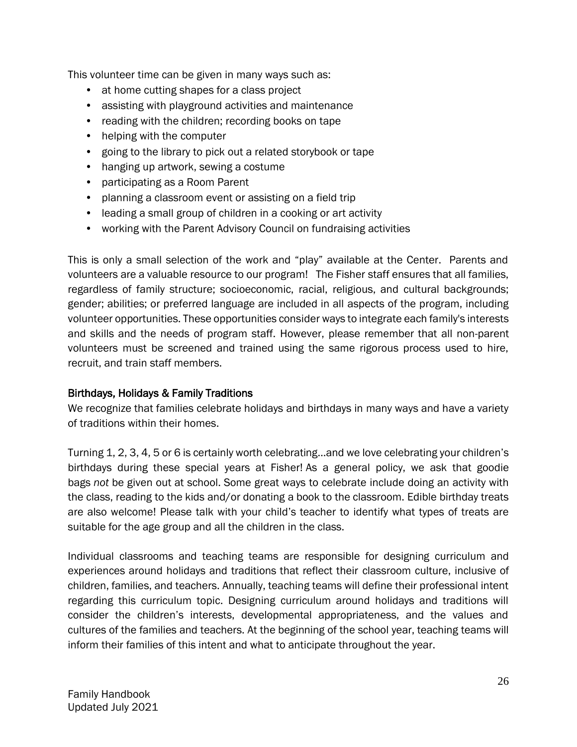This volunteer time can be given in many ways such as:

- at home cutting shapes for a class project
- assisting with playground activities and maintenance
- reading with the children; recording books on tape
- helping with the computer
- going to the library to pick out a related storybook or tape
- hanging up artwork, sewing a costume
- participating as a Room Parent
- planning a classroom event or assisting on a field trip
- leading a small group of children in a cooking or art activity
- working with the Parent Advisory Council on fundraising activities

This is only a small selection of the work and "play" available at the Center. Parents and volunteers are a valuable resource to our program! The Fisher staff ensures that all families, regardless of family structure; socioeconomic, racial, religious, and cultural backgrounds; gender; abilities; or preferred language are included in all aspects of the program, including volunteer opportunities. These opportunities consider ways to integrate each family's interests and skills and the needs of program staff. However, please remember that all non-parent volunteers must be screened and trained using the same rigorous process used to hire, recruit, and train staff members.

## Birthdays, Holidays & Family Traditions

We recognize that families celebrate holidays and birthdays in many ways and have a variety of traditions within their homes.

Turning 1, 2, 3, 4, 5 or 6 is certainly worth celebrating…and we love celebrating your children's birthdays during these special years at Fisher! As a general policy, we ask that goodie bags *not* be given out at school. Some great ways to celebrate include doing an activity with the class, reading to the kids and/or donating a book to the classroom. Edible birthday treats are also welcome! Please talk with your child's teacher to identify what types of treats are suitable for the age group and all the children in the class.

Individual classrooms and teaching teams are responsible for designing curriculum and experiences around holidays and traditions that reflect their classroom culture, inclusive of children, families, and teachers. Annually, teaching teams will define their professional intent regarding this curriculum topic. Designing curriculum around holidays and traditions will consider the children's interests, developmental appropriateness, and the values and cultures of the families and teachers. At the beginning of the school year, teaching teams will inform their families of this intent and what to anticipate throughout the year.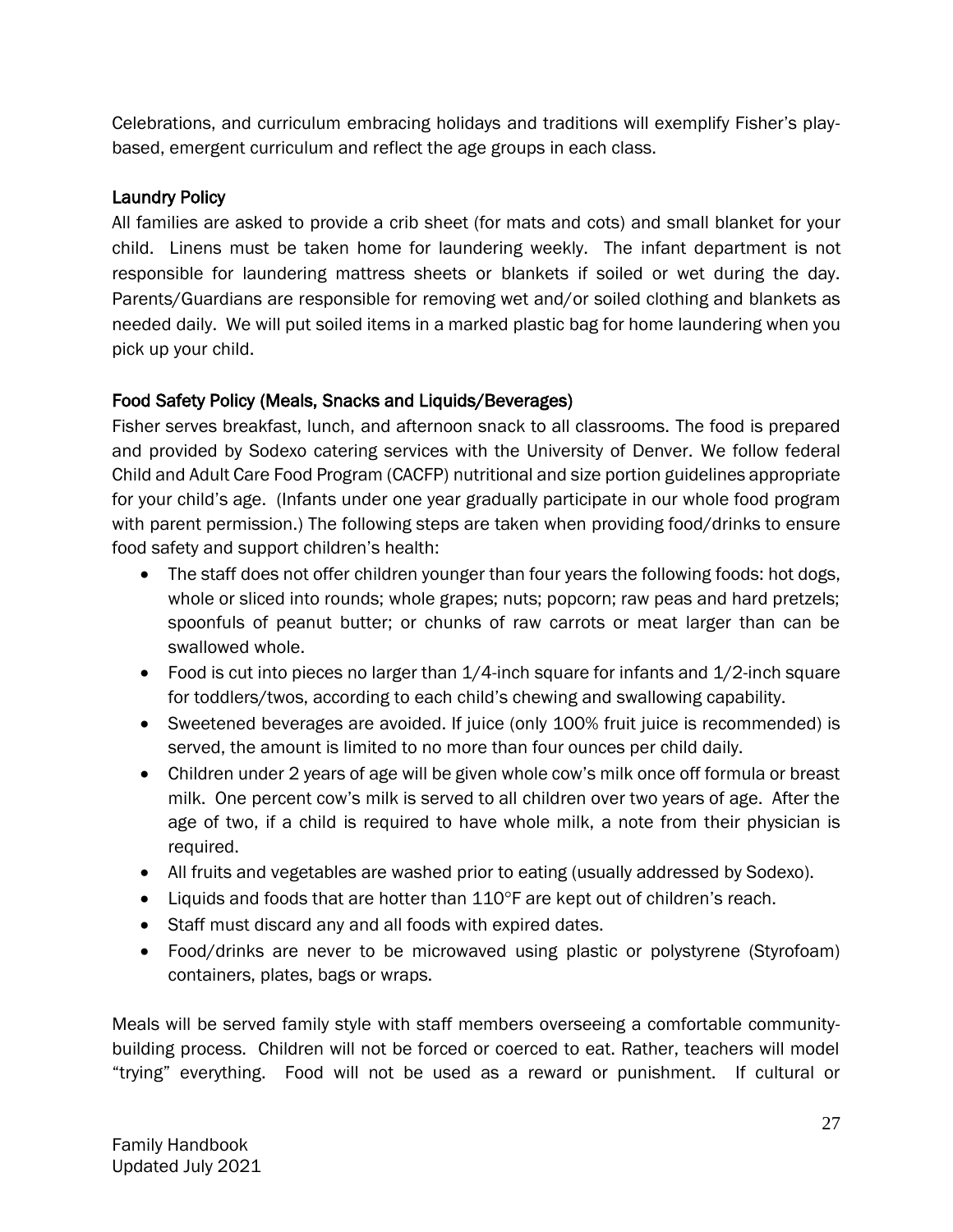Celebrations, and curriculum embracing holidays and traditions will exemplify Fisher's play-based, emergent curriculum and reflect the age groups in each class.

## Laundry Policy

All families are asked to provide a crib sheet (for mats and cots) and small blanket for your child. Linens must be taken home for laundering weekly. The infant department is not responsible for laundering mattress sheets or blankets if soiled or wet during the day. Parents/Guardians are responsible for removing wet and/or soiled clothing and blankets as needed daily. We will put soiled items in a marked plastic bag for home laundering when you pick up your child.

## Food Safety Policy (Meals, Snacks and Liquids/Beverages)

Fisher serves breakfast, lunch, and afternoon snack to all classrooms. The food is prepared and provided by Sodexo catering services with the University of Denver. We follow federal Child and Adult Care Food Program (CACFP) nutritional and size portion guidelines appropriate for your child's age. (Infants under one year gradually participate in our whole food program with parent permission.) The following steps are taken when providing food/drinks to ensure food safety and support children's health:

- The staff does not offer children younger than four years the following foods: hot dogs, whole or sliced into rounds; whole grapes; nuts; popcorn; raw peas and hard pretzels; spoonfuls of peanut butter; or chunks of raw carrots or meat larger than can be swallowed whole.
- Food is cut into pieces no larger than 1/4-inch square for infants and 1/2-inch square for toddlers/twos, according to each child's chewing and swallowing capability.
- Sweetened beverages are avoided. If juice (only 100% fruit juice is recommended) is served, the amount is limited to no more than four ounces per child daily.
- Children under 2 years of age will be given whole cow's milk once off formula or breast milk. One percent cow's milk is served to all children over two years of age. After the age of two, if a child is required to have whole milk, a note from their physician is required.
- All fruits and vegetables are washed prior to eating (usually addressed by Sodexo).
- Liquids and foods that are hotter than 110°F are kept out of children's reach.
- Staff must discard any and all foods with expired dates.
- Food/drinks are never to be microwaved using plastic or polystyrene (Styrofoam) containers, plates, bags or wraps.

Meals will be served family style with staff members overseeing a comfortable community-building process. Children will not be forced or coerced to eat. Rather, teachers will model "trying" everything. Food will not be used as a reward or punishment. If cultural or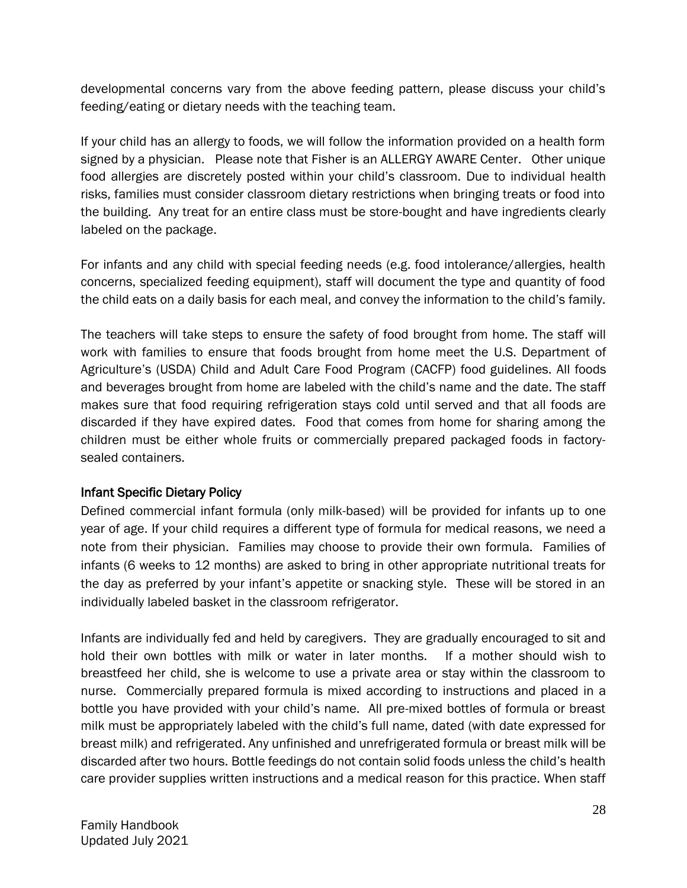developmental concerns vary from the above feeding pattern, please discuss your child's feeding/eating or dietary needs with the teaching team.

If your child has an allergy to foods, we will follow the information provided on a health form signed by a physician. Please note that Fisher is an ALLERGY AWARE Center. Other unique food allergies are discretely posted within your child's classroom. Due to individual health risks, families must consider classroom dietary restrictions when bringing treats or food into the building. Any treat for an entire class must be store-bought and have ingredients clearly labeled on the package.

For infants and any child with special feeding needs (e.g. food intolerance/allergies, health concerns, specialized feeding equipment), staff will document the type and quantity of food the child eats on a daily basis for each meal, and convey the information to the child's family.

The teachers will take steps to ensure the safety of food brought from home. The staff will work with families to ensure that foods brought from home meet the U.S. Department of Agriculture's (USDA) Child and Adult Care Food Program (CACFP) food guidelines. All foods and beverages brought from home are labeled with the child's name and the date. The staff makes sure that food requiring refrigeration stays cold until served and that all foods are discarded if they have expired dates. Food that comes from home for sharing among the children must be either whole fruits or commercially prepared packaged foods in factory-sealed containers.

### Infant Specific Dietary Policy

Defined commercial infant formula (only milk-based) will be provided for infants up to one year of age. If your child requires a different type of formula for medical reasons, we need a note from their physician. Families may choose to provide their own formula. Families of infants (6 weeks to 12 months) are asked to bring in other appropriate nutritional treats for the day as preferred by your infant's appetite or snacking style. These will be stored in an individually labeled basket in the classroom refrigerator.

Infants are individually fed and held by caregivers. They are gradually encouraged to sit and hold their own bottles with milk or water in later months. If a mother should wish to breastfeed her child, she is welcome to use a private area or stay within the classroom to nurse. Commercially prepared formula is mixed according to instructions and placed in a bottle you have provided with your child's name. All pre-mixed bottles of formula or breast milk must be appropriately labeled with the child's full name, dated (with date expressed for breast milk) and refrigerated. Any unfinished and unrefrigerated formula or breast milk will be discarded after two hours. Bottle feedings do not contain solid foods unless the child's health care provider supplies written instructions and a medical reason for this practice. When staff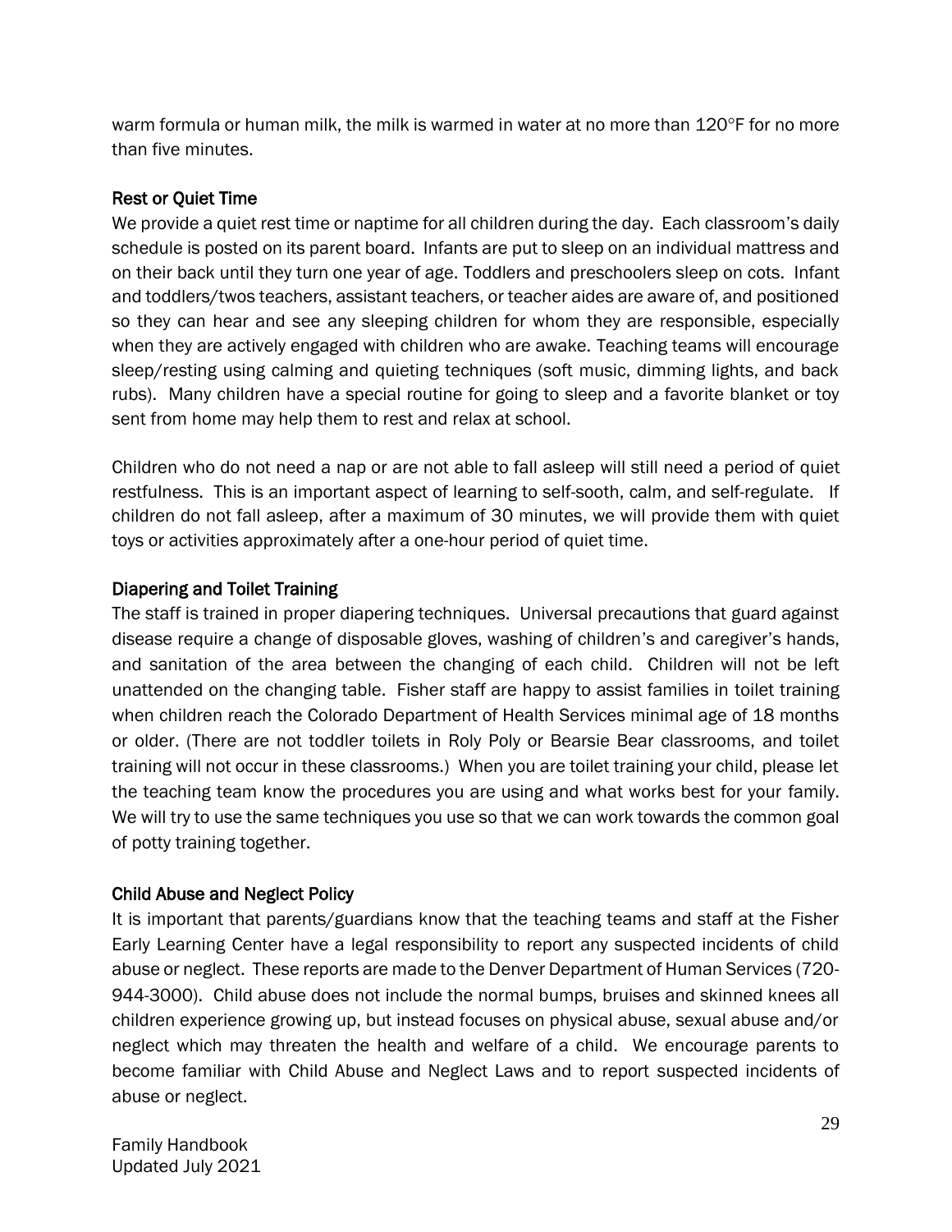warm formula or human milk, the milk is warmed in water at no more than 120°F for no more than five minutes.

### Rest or Quiet Time

We provide a quiet rest time or naptime for all children during the day. Each classroom's daily schedule is posted on its parent board. Infants are put to sleep on an individual mattress and on their back until they turn one year of age. Toddlers and preschoolers sleep on cots. Infant and toddlers/twos teachers, assistant teachers, or teacher aides are aware of, and positioned so they can hear and see any sleeping children for whom they are responsible, especially when they are actively engaged with children who are awake. Teaching teams will encourage sleep/resting using calming and quieting techniques (soft music, dimming lights, and back rubs). Many children have a special routine for going to sleep and a favorite blanket or toy sent from home may help them to rest and relax at school.

Children who do not need a nap or are not able to fall asleep will still need a period of quiet restfulness. This is an important aspect of learning to self-sooth, calm, and self-regulate. If children do not fall asleep, after a maximum of 30 minutes, we will provide them with quiet toys or activities approximately after a one-hour period of quiet time.

### Diapering and Toilet Training

The staff is trained in proper diapering techniques. Universal precautions that guard against disease require a change of disposable gloves, washing of children's and caregiver's hands, and sanitation of the area between the changing of each child. Children will not be left unattended on the changing table. Fisher staff are happy to assist families in toilet training when children reach the Colorado Department of Health Services minimal age of 18 months or older. (There are not toddler toilets in Roly Poly or Bearsie Bear classrooms, and toilet training will not occur in these classrooms.) When you are toilet training your child, please let the teaching team know the procedures you are using and what works best for your family. We will try to use the same techniques you use so that we can work towards the common goal of potty training together.

### Child Abuse and Neglect Policy

It is important that parents/guardians know that the teaching teams and staff at the Fisher Early Learning Center have a legal responsibility to report any suspected incidents of child abuse or neglect. These reports are made to the Denver Department of Human Services (720-944-3000). Child abuse does not include the normal bumps, bruises and skinned knees all children experience growing up, but instead focuses on physical abuse, sexual abuse and/or neglect which may threaten the health and welfare of a child. We encourage parents to become familiar with Child Abuse and Neglect Laws and to report suspected incidents of abuse or neglect.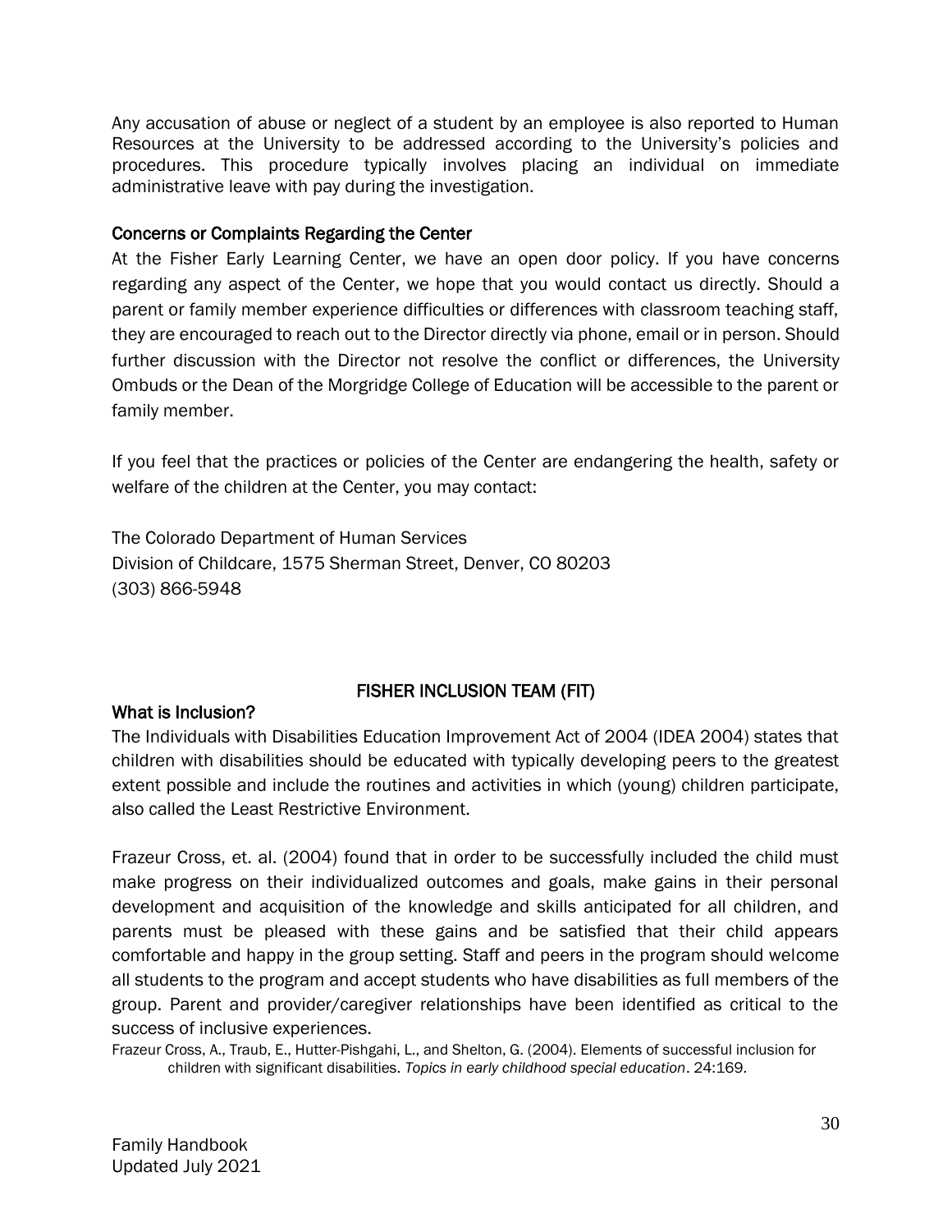Any accusation of abuse or neglect of a student by an employee is also reported to Human Resources at the University to be addressed according to the University's policies and procedures. This procedure typically involves placing an individual on immediate administrative leave with pay during the investigation.

### Concerns or Complaints Regarding the Center

At the Fisher Early Learning Center, we have an open door policy. If you have concerns regarding any aspect of the Center, we hope that you would contact us directly. Should a parent or family member experience difficulties or differences with classroom teaching staff, they are encouraged to reach out to the Director directly via phone, email or in person. Should further discussion with the Director not resolve the conflict or differences, the University Ombuds or the Dean of the Morgridge College of Education will be accessible to the parent or family member.

If you feel that the practices or policies of the Center are endangering the health, safety or welfare of the children at the Center, you may contact:

The Colorado Department of Human Services
Division of Childcare, 1575 Sherman Street, Denver, CO 80203
(303) 866-5948

## FISHER INCLUSION TEAM (FIT)

### What is Inclusion?

The Individuals with Disabilities Education Improvement Act of 2004 (IDEA 2004) states that children with disabilities should be educated with typically developing peers to the greatest extent possible and include the routines and activities in which (young) children participate, also called the Least Restrictive Environment.

Frazeur Cross, et. al. (2004) found that in order to be successfully included the child must make progress on their individualized outcomes and goals, make gains in their personal development and acquisition of the knowledge and skills anticipated for all children, and parents must be pleased with these gains and be satisfied that their child appears comfortable and happy in the group setting. Staff and peers in the program should welcome all students to the program and accept students who have disabilities as full members of the group. Parent and provider/caregiver relationships have been identified as critical to the success of inclusive experiences.

Frazeur Cross, A., Traub, E., Hutter-Pishgahi, L., and Shelton, G. (2004). Elements of successful inclusion for children with significant disabilities. *Topics in early childhood special education*. 24:169.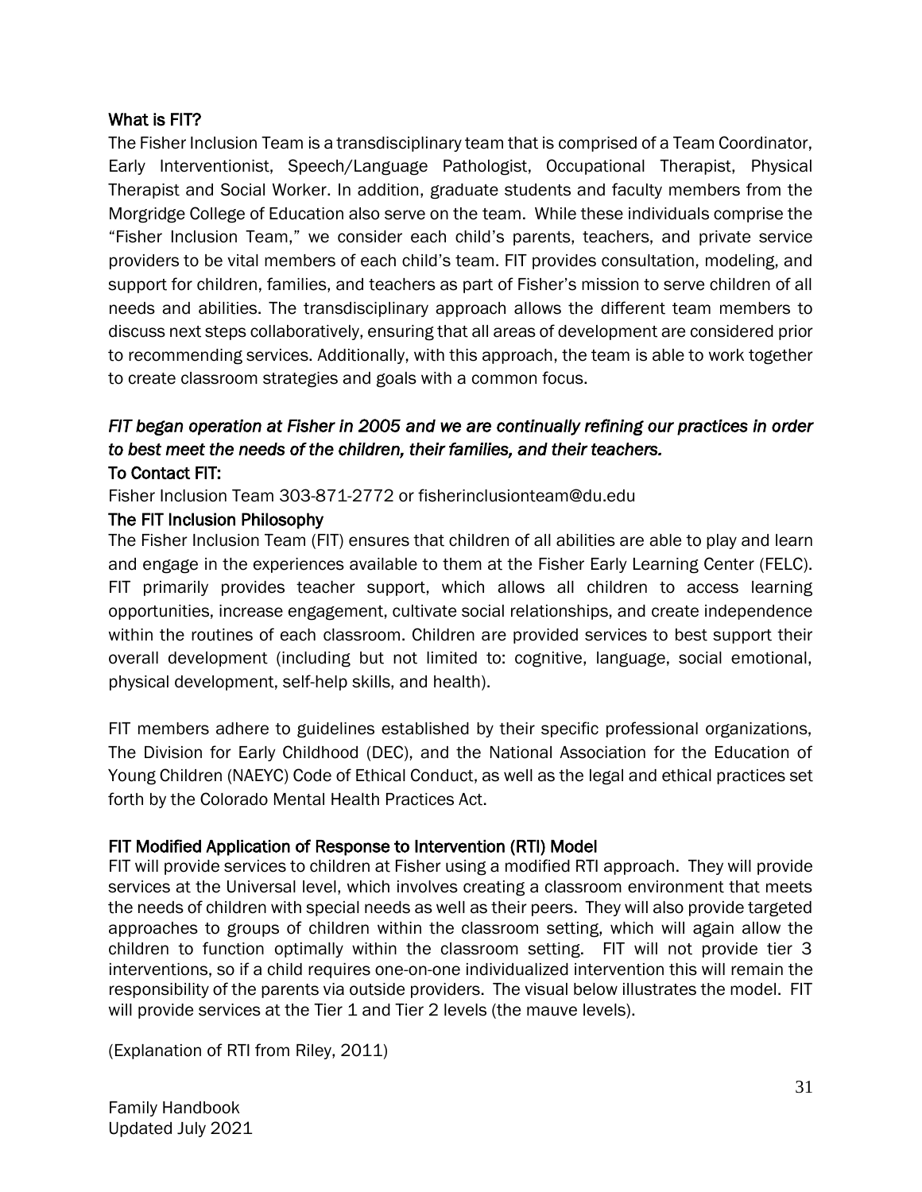## What is FIT?

The Fisher Inclusion Team is a transdisciplinary team that is comprised of a Team Coordinator, Early Interventionist, Speech/Language Pathologist, Occupational Therapist, Physical Therapist and Social Worker. In addition, graduate students and faculty members from the Morgridge College of Education also serve on the team. While these individuals comprise the "Fisher Inclusion Team," we consider each child's parents, teachers, and private service providers to be vital members of each child's team. FIT provides consultation, modeling, and support for children, families, and teachers as part of Fisher's mission to serve children of all needs and abilities. The transdisciplinary approach allows the different team members to discuss next steps collaboratively, ensuring that all areas of development are considered prior to recommending services. Additionally, with this approach, the team is able to work together to create classroom strategies and goals with a common focus.

***FIT began operation at Fisher in 2005 and we are continually refining our practices in order to best meet the needs of the children, their families, and their teachers.***

## To Contact FIT:

Fisher Inclusion Team 303-871-2772 or fisherinclusionteam@du.edu

## The FIT Inclusion Philosophy

The Fisher Inclusion Team (FIT) ensures that children of all abilities are able to play and learn and engage in the experiences available to them at the Fisher Early Learning Center (FELC). FIT primarily provides teacher support, which allows all children to access learning opportunities, increase engagement, cultivate social relationships, and create independence within the routines of each classroom. Children are provided services to best support their overall development (including but not limited to: cognitive, language, social emotional, physical development, self-help skills, and health).

FIT members adhere to guidelines established by their specific professional organizations, The Division for Early Childhood (DEC), and the National Association for the Education of Young Children (NAEYC) Code of Ethical Conduct, as well as the legal and ethical practices set forth by the Colorado Mental Health Practices Act.

## FIT Modified Application of Response to Intervention (RTI) Model

FIT will provide services to children at Fisher using a modified RTI approach. They will provide services at the Universal level, which involves creating a classroom environment that meets the needs of children with special needs as well as their peers. They will also provide targeted approaches to groups of children within the classroom setting, which will again allow the children to function optimally within the classroom setting. FIT will not provide tier 3 interventions, so if a child requires one-on-one individualized intervention this will remain the responsibility of the parents via outside providers. The visual below illustrates the model. FIT will provide services at the Tier 1 and Tier 2 levels (the mauve levels).

(Explanation of RTI from Riley, 2011)

Family Handbook
Updated July 2021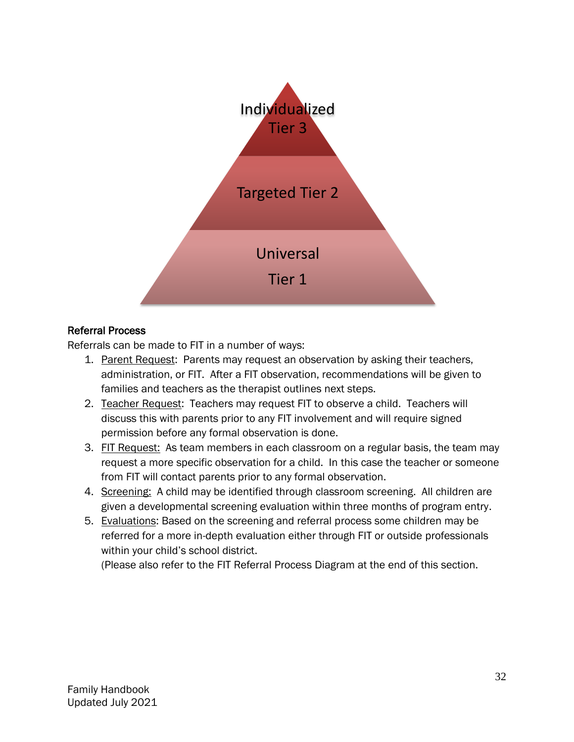Individualized
Tier 3

Targeted Tier 2

Universal
Tier 1

**Referral Process**

Referrals can be made to FIT in a number of ways:

1. Parent Request: Parents may request an observation by asking their teachers, administration, or FIT. After a FIT observation, recommendations will be given to families and teachers as the therapist outlines next steps.
2. Teacher Request: Teachers may request FIT to observe a child. Teachers will discuss this with parents prior to any FIT involvement and will require signed permission before any formal observation is done.
3. FIT Request: As team members in each classroom on a regular basis, the team may request a more specific observation for a child. In this case the teacher or someone from FIT will contact parents prior to any formal observation.
4. Screening: A child may be identified through classroom screening. All children are given a developmental screening evaluation within three months of program entry.
5. Evaluations: Based on the screening and referral process some children may be referred for a more in-depth evaluation either through FIT or outside professionals within your child's school district.
   (Please also refer to the FIT Referral Process Diagram at the end of this section.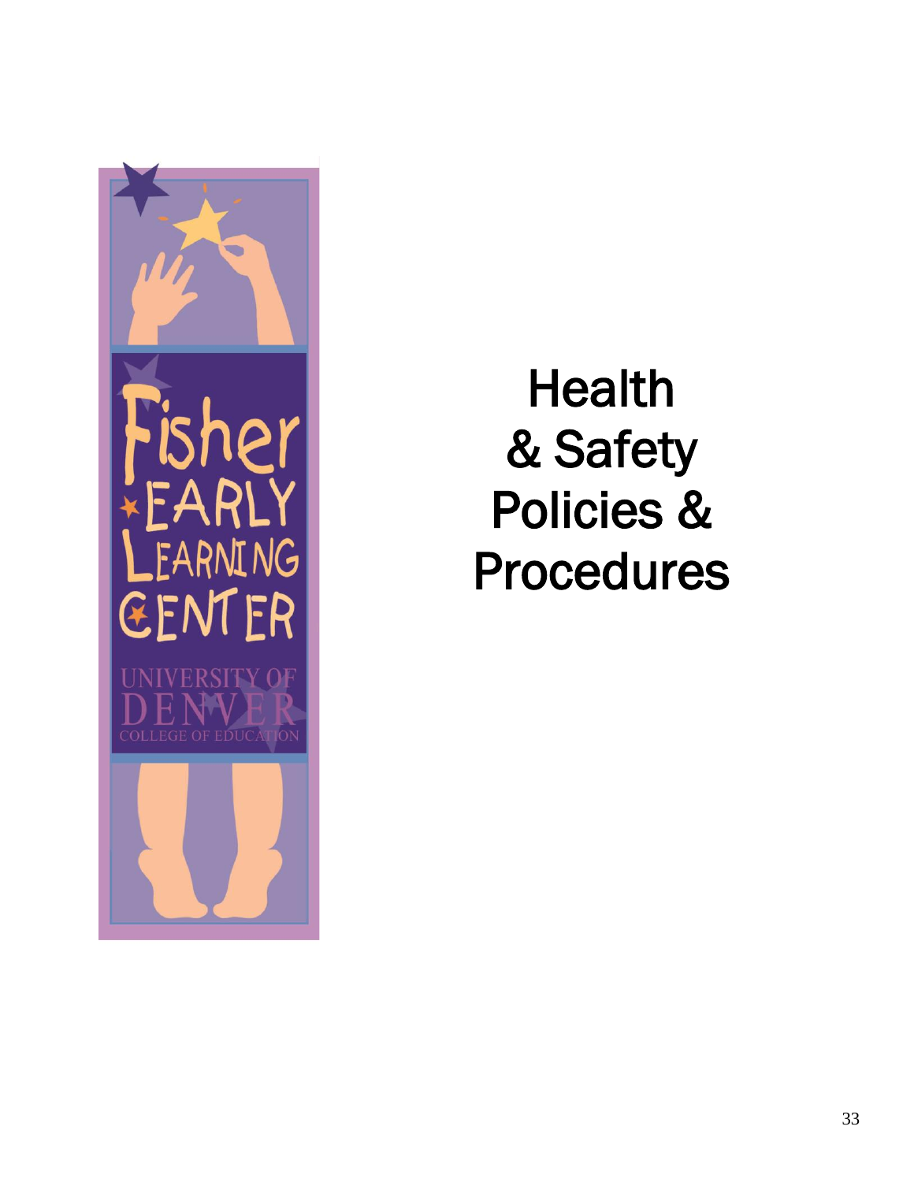Fisher Early Learning Center

University of Denver

College of Education

# Health & Safety Policies & Procedures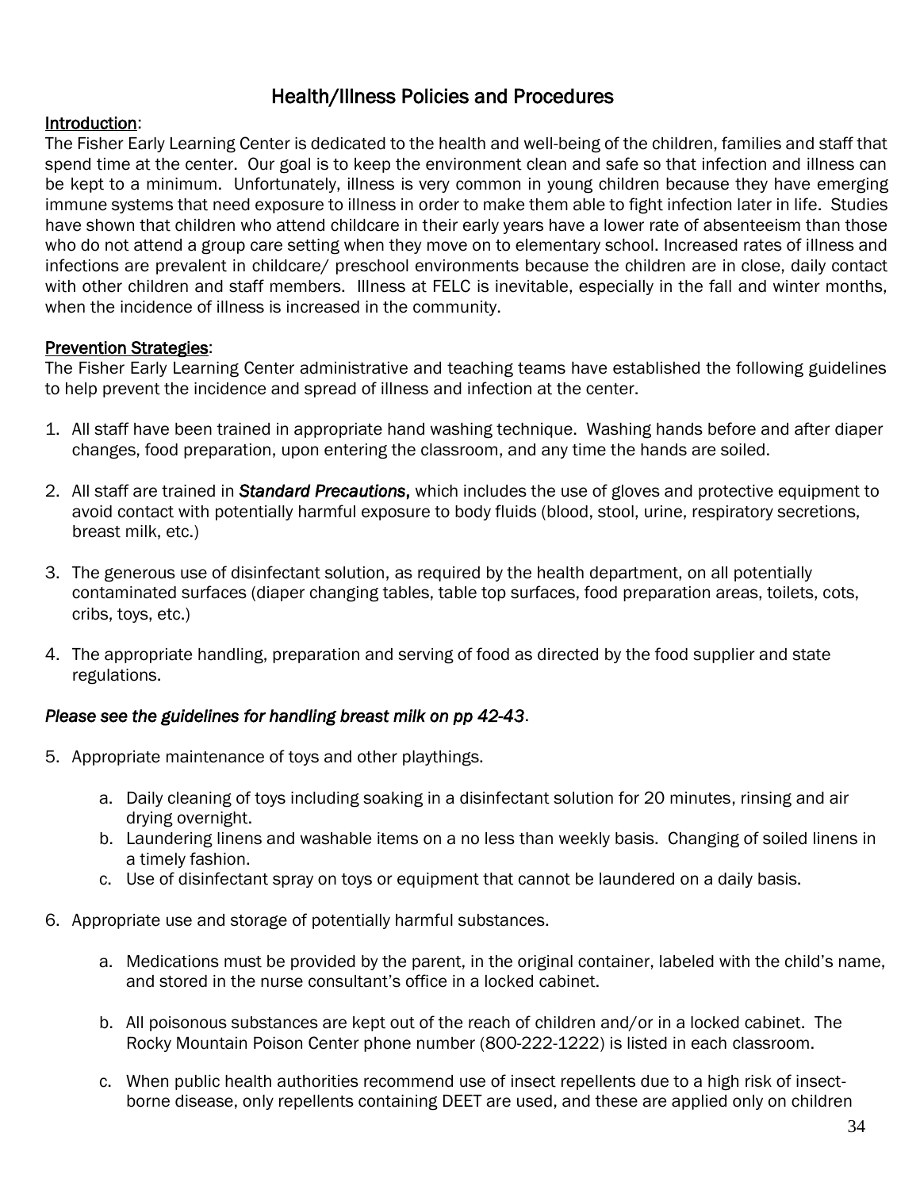## Health/Illness Policies and Procedures

Introduction:

The Fisher Early Learning Center is dedicated to the health and well-being of the children, families and staff that spend time at the center. Our goal is to keep the environment clean and safe so that infection and illness can be kept to a minimum. Unfortunately, illness is very common in young children because they have emerging immune systems that need exposure to illness in order to make them able to fight infection later in life. Studies have shown that children who attend childcare in their early years have a lower rate of absenteeism than those who do not attend a group care setting when they move on to elementary school. Increased rates of illness and infections are prevalent in childcare/ preschool environments because the children are in close, daily contact with other children and staff members. Illness at FELC is inevitable, especially in the fall and winter months, when the incidence of illness is increased in the community.

Prevention Strategies:

The Fisher Early Learning Center administrative and teaching teams have established the following guidelines to help prevent the incidence and spread of illness and infection at the center.

1. All staff have been trained in appropriate hand washing technique. Washing hands before and after diaper changes, food preparation, upon entering the classroom, and any time the hands are soiled.

2. All staff are trained in ***Standard Precautions,*** which includes the use of gloves and protective equipment to avoid contact with potentially harmful exposure to body fluids (blood, stool, urine, respiratory secretions, breast milk, etc.)

3. The generous use of disinfectant solution, as required by the health department, on all potentially contaminated surfaces (diaper changing tables, table top surfaces, food preparation areas, toilets, cots, cribs, toys, etc.)

4. The appropriate handling, preparation and serving of food as directed by the food supplier and state regulations.

***Please see the guidelines for handling breast milk on pp 42-43***.

5. Appropriate maintenance of toys and other playthings.

   a. Daily cleaning of toys including soaking in a disinfectant solution for 20 minutes, rinsing and air drying overnight.
   b. Laundering linens and washable items on a no less than weekly basis. Changing of soiled linens in a timely fashion.
   c. Use of disinfectant spray on toys or equipment that cannot be laundered on a daily basis.

6. Appropriate use and storage of potentially harmful substances.

   a. Medications must be provided by the parent, in the original container, labeled with the child's name, and stored in the nurse consultant's office in a locked cabinet.

   b. All poisonous substances are kept out of the reach of children and/or in a locked cabinet. The Rocky Mountain Poison Center phone number (800-222-1222) is listed in each classroom.

   c. When public health authorities recommend use of insect repellents due to a high risk of insect-borne disease, only repellents containing DEET are used, and these are applied only on children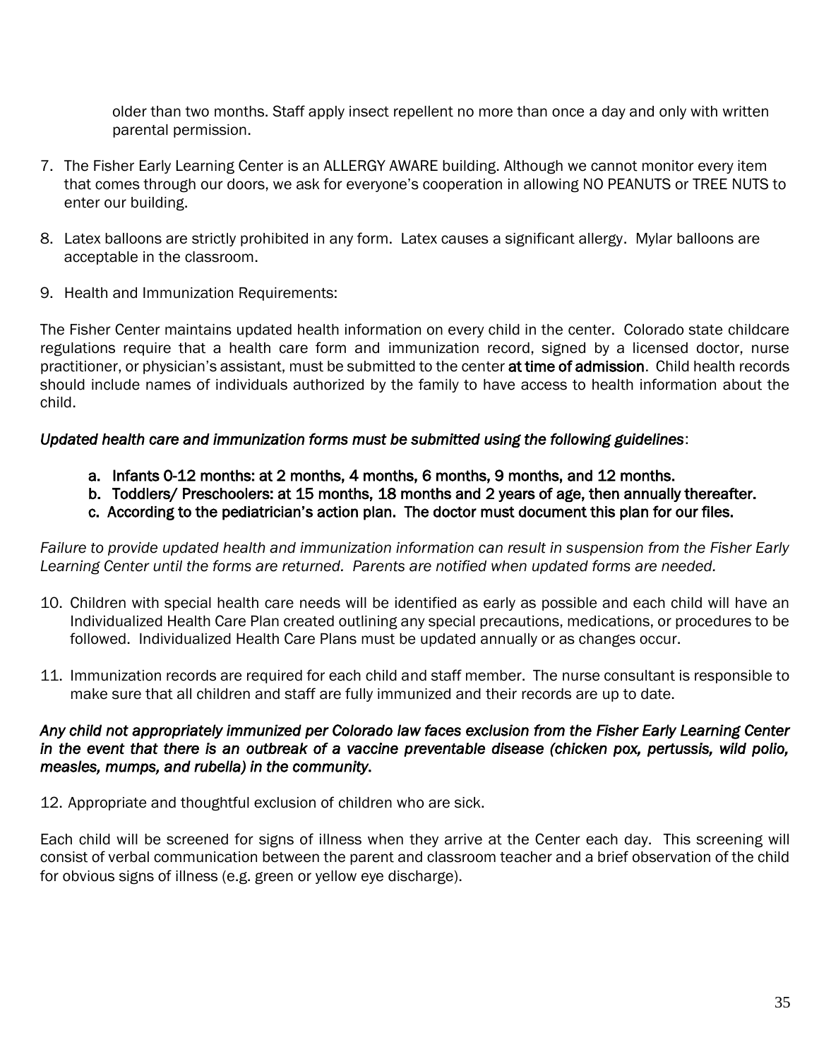older than two months. Staff apply insect repellent no more than once a day and only with written parental permission.

7. The Fisher Early Learning Center is an ALLERGY AWARE building. Although we cannot monitor every item that comes through our doors, we ask for everyone's cooperation in allowing NO PEANUTS or TREE NUTS to enter our building.

8. Latex balloons are strictly prohibited in any form. Latex causes a significant allergy. Mylar balloons are acceptable in the classroom.

9. Health and Immunization Requirements:

The Fisher Center maintains updated health information on every child in the center. Colorado state childcare regulations require that a health care form and immunization record, signed by a licensed doctor, nurse practitioner, or physician's assistant, must be submitted to the center **at time of admission**. Child health records should include names of individuals authorized by the family to have access to health information about the child.

*Updated health care and immunization forms must be submitted using the following guidelines*:

- **a. Infants 0-12 months: at 2 months, 4 months, 6 months, 9 months, and 12 months.**
- **b. Toddlers/ Preschoolers: at 15 months, 18 months and 2 years of age, then annually thereafter.**
- **c. According to the pediatrician's action plan. The doctor must document this plan for our files.**

*Failure to provide updated health and immunization information can result in suspension from the Fisher Early Learning Center until the forms are returned. Parents are notified when updated forms are needed.*

10. Children with special health care needs will be identified as early as possible and each child will have an Individualized Health Care Plan created outlining any special precautions, medications, or procedures to be followed. Individualized Health Care Plans must be updated annually or as changes occur.

11. Immunization records are required for each child and staff member. The nurse consultant is responsible to make sure that all children and staff are fully immunized and their records are up to date.

***Any child not appropriately immunized per Colorado law faces exclusion from the Fisher Early Learning Center in the event that there is an outbreak of a vaccine preventable disease (chicken pox, pertussis, wild polio, measles, mumps, and rubella) in the community.***

12. Appropriate and thoughtful exclusion of children who are sick.

Each child will be screened for signs of illness when they arrive at the Center each day. This screening will consist of verbal communication between the parent and classroom teacher and a brief observation of the child for obvious signs of illness (e.g. green or yellow eye discharge).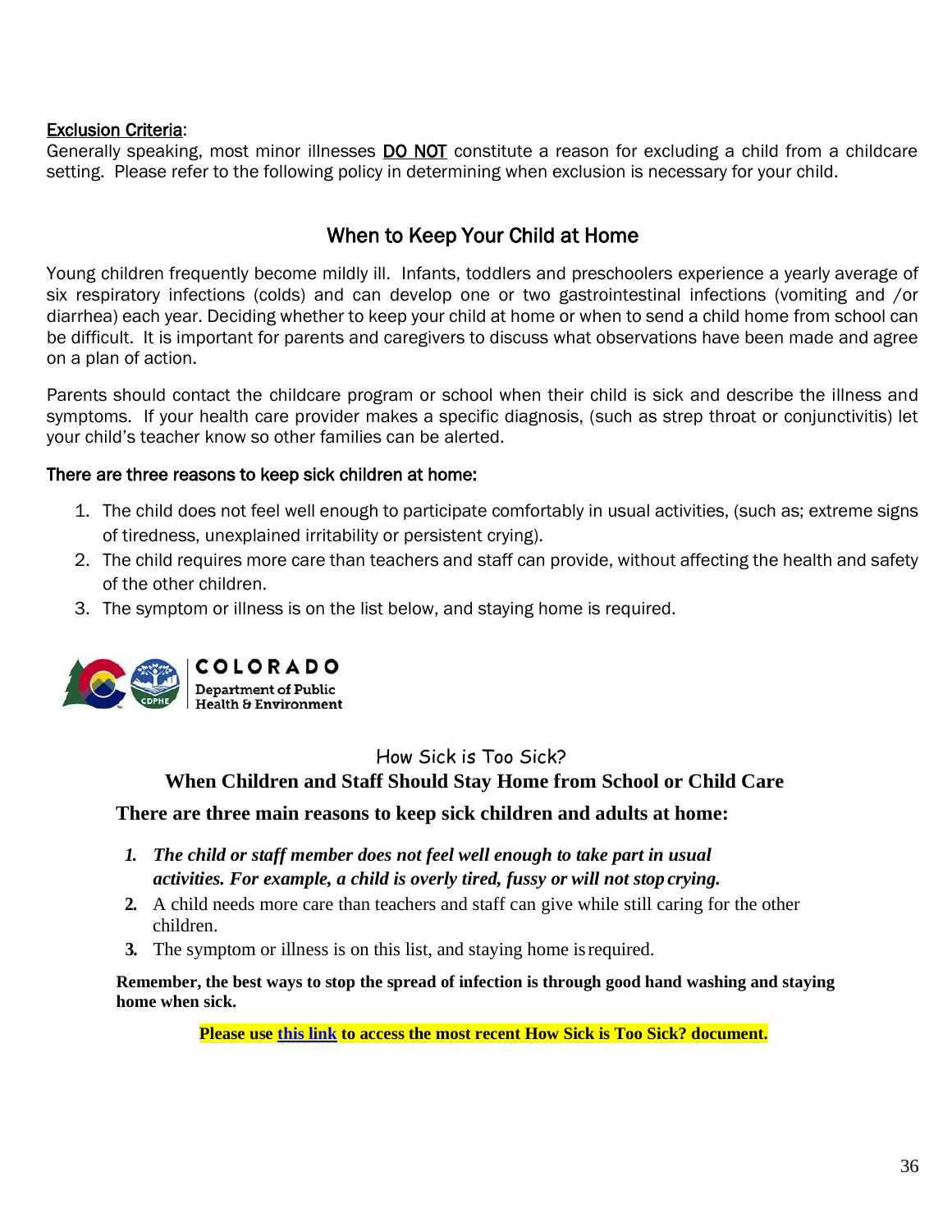<u>Exclusion Criteria</u>:
Generally speaking, most minor illnesses <u>**DO NOT**</u> constitute a reason for excluding a child from a childcare setting. Please refer to the following policy in determining when exclusion is necessary for your child.

## When to Keep Your Child at Home

Young children frequently become mildly ill. Infants, toddlers and preschoolers experience a yearly average of six respiratory infections (colds) and can develop one or two gastrointestinal infections (vomiting and /or diarrhea) each year. Deciding whether to keep your child at home or when to send a child home from school can be difficult. It is important for parents and caregivers to discuss what observations have been made and agree on a plan of action.

Parents should contact the childcare program or school when their child is sick and describe the illness and symptoms. If your health care provider makes a specific diagnosis, (such as strep throat or conjunctivitis) let your child's teacher know so other families can be alerted.

**There are three reasons to keep sick children at home:**

1. The child does not feel well enough to participate comfortably in usual activities, (such as; extreme signs of tiredness, unexplained irritability or persistent crying).
2. The child requires more care than teachers and staff can provide, without affecting the health and safety of the other children.
3. The symptom or illness is on the list below, and staying home is required.

COLORADO
Department of Public Health & Environment

How Sick is Too Sick?

**When Children and Staff Should Stay Home from School or Child Care**

**There are three main reasons to keep sick children and adults at home:**

1. ***The child or staff member does not feel well enough to take part in usual activities. For example, a child is overly tired, fussy or will not stop crying.***
2. A child needs more care than teachers and staff can give while still caring for the other children.
3. The symptom or illness is on this list, and staying home is required.

**Remember, the best ways to stop the spread of infection is through good hand washing and staying home when sick.**

**Please use <u>this link</u> to access the most recent How Sick is Too Sick? document.**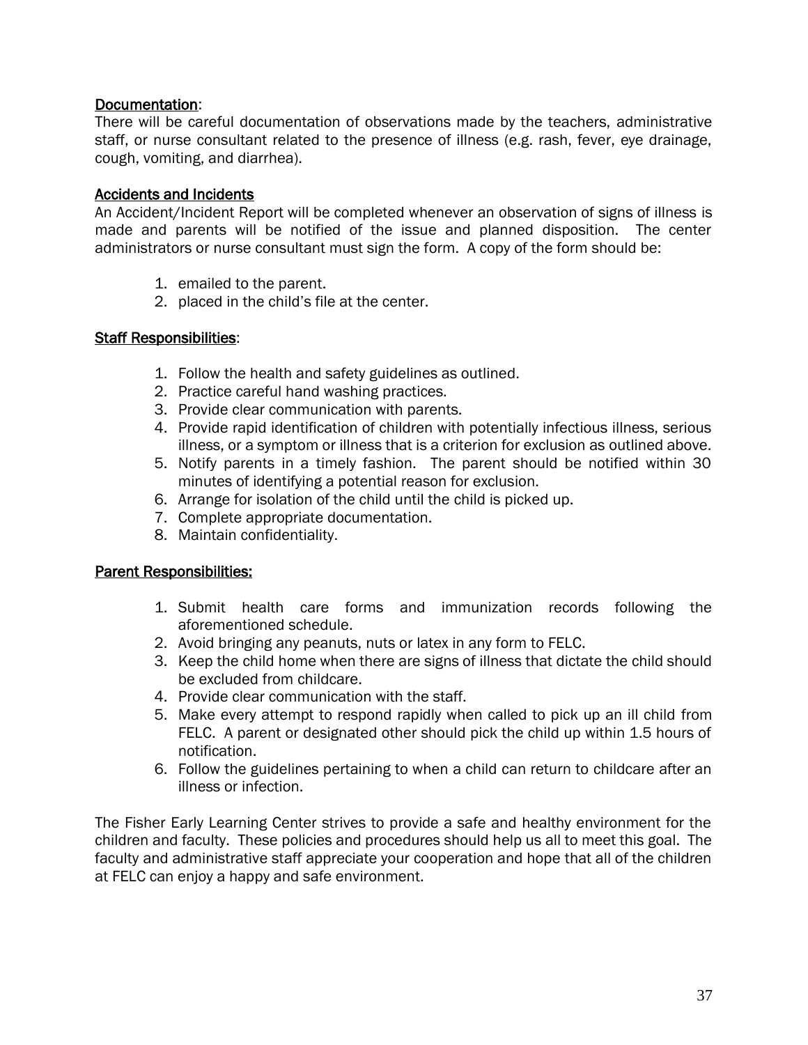## Documentation:

There will be careful documentation of observations made by the teachers, administrative staff, or nurse consultant related to the presence of illness (e.g. rash, fever, eye drainage, cough, vomiting, and diarrhea).

## Accidents and Incidents

An Accident/Incident Report will be completed whenever an observation of signs of illness is made and parents will be notified of the issue and planned disposition. The center administrators or nurse consultant must sign the form. A copy of the form should be:

1. emailed to the parent.
2. placed in the child's file at the center.

## Staff Responsibilities:

1. Follow the health and safety guidelines as outlined.
2. Practice careful hand washing practices.
3. Provide clear communication with parents.
4. Provide rapid identification of children with potentially infectious illness, serious illness, or a symptom or illness that is a criterion for exclusion as outlined above.
5. Notify parents in a timely fashion. The parent should be notified within 30 minutes of identifying a potential reason for exclusion.
6. Arrange for isolation of the child until the child is picked up.
7. Complete appropriate documentation.
8. Maintain confidentiality.

## Parent Responsibilities:

1. Submit health care forms and immunization records following the aforementioned schedule.
2. Avoid bringing any peanuts, nuts or latex in any form to FELC.
3. Keep the child home when there are signs of illness that dictate the child should be excluded from childcare.
4. Provide clear communication with the staff.
5. Make every attempt to respond rapidly when called to pick up an ill child from FELC. A parent or designated other should pick the child up within 1.5 hours of notification.
6. Follow the guidelines pertaining to when a child can return to childcare after an illness or infection.

The Fisher Early Learning Center strives to provide a safe and healthy environment for the children and faculty. These policies and procedures should help us all to meet this goal. The faculty and administrative staff appreciate your cooperation and hope that all of the children at FELC can enjoy a happy and safe environment.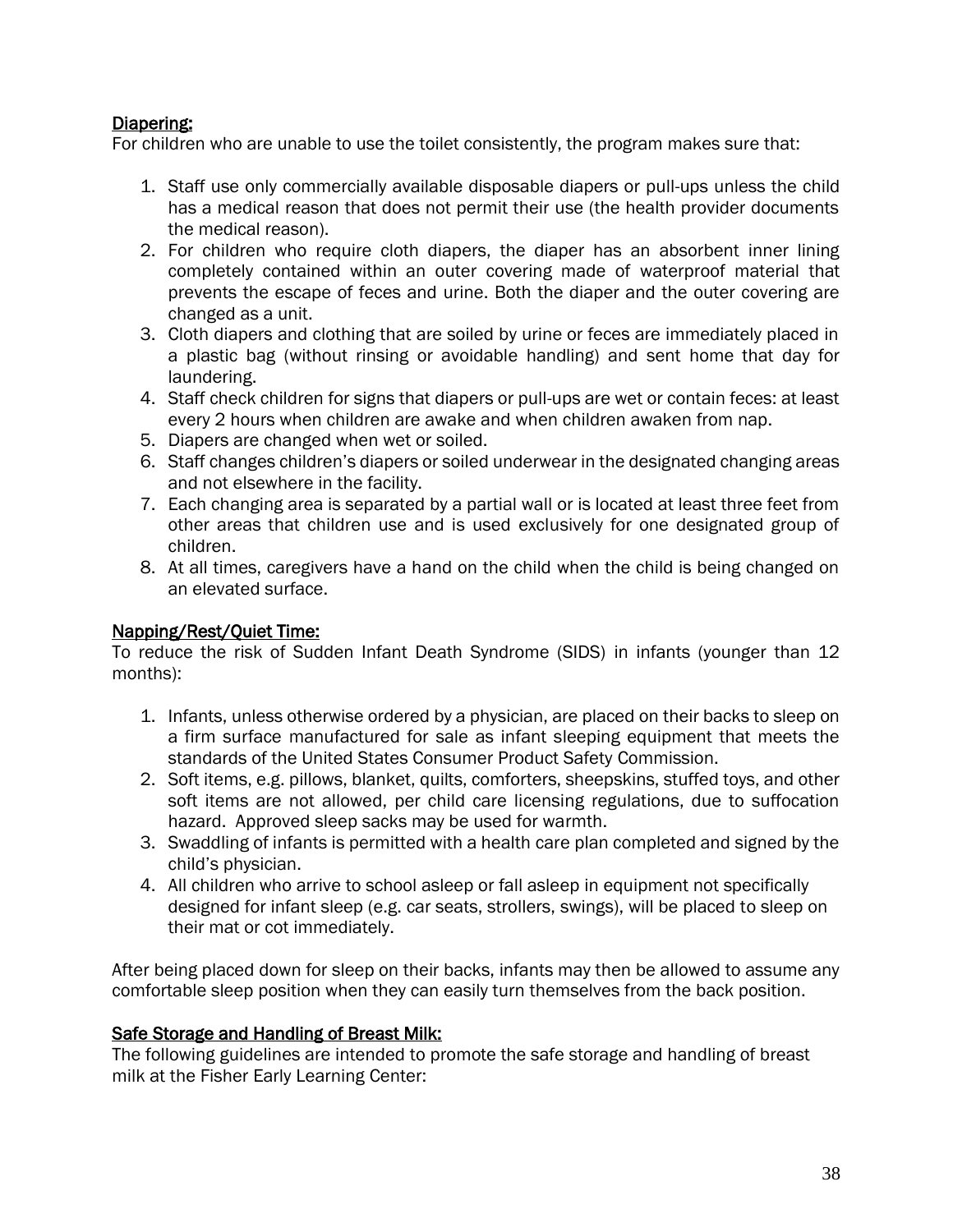## Diapering:

For children who are unable to use the toilet consistently, the program makes sure that:

1. Staff use only commercially available disposable diapers or pull-ups unless the child has a medical reason that does not permit their use (the health provider documents the medical reason).
2. For children who require cloth diapers, the diaper has an absorbent inner lining completely contained within an outer covering made of waterproof material that prevents the escape of feces and urine. Both the diaper and the outer covering are changed as a unit.
3. Cloth diapers and clothing that are soiled by urine or feces are immediately placed in a plastic bag (without rinsing or avoidable handling) and sent home that day for laundering.
4. Staff check children for signs that diapers or pull-ups are wet or contain feces: at least every 2 hours when children are awake and when children awaken from nap.
5. Diapers are changed when wet or soiled.
6. Staff changes children's diapers or soiled underwear in the designated changing areas and not elsewhere in the facility.
7. Each changing area is separated by a partial wall or is located at least three feet from other areas that children use and is used exclusively for one designated group of children.
8. At all times, caregivers have a hand on the child when the child is being changed on an elevated surface.

## Napping/Rest/Quiet Time:

To reduce the risk of Sudden Infant Death Syndrome (SIDS) in infants (younger than 12 months):

1. Infants, unless otherwise ordered by a physician, are placed on their backs to sleep on a firm surface manufactured for sale as infant sleeping equipment that meets the standards of the United States Consumer Product Safety Commission.
2. Soft items, e.g. pillows, blanket, quilts, comforters, sheepskins, stuffed toys, and other soft items are not allowed, per child care licensing regulations, due to suffocation hazard. Approved sleep sacks may be used for warmth.
3. Swaddling of infants is permitted with a health care plan completed and signed by the child's physician.
4. All children who arrive to school asleep or fall asleep in equipment not specifically designed for infant sleep (e.g. car seats, strollers, swings), will be placed to sleep on their mat or cot immediately.

After being placed down for sleep on their backs, infants may then be allowed to assume any comfortable sleep position when they can easily turn themselves from the back position.

## Safe Storage and Handling of Breast Milk:

The following guidelines are intended to promote the safe storage and handling of breast milk at the Fisher Early Learning Center: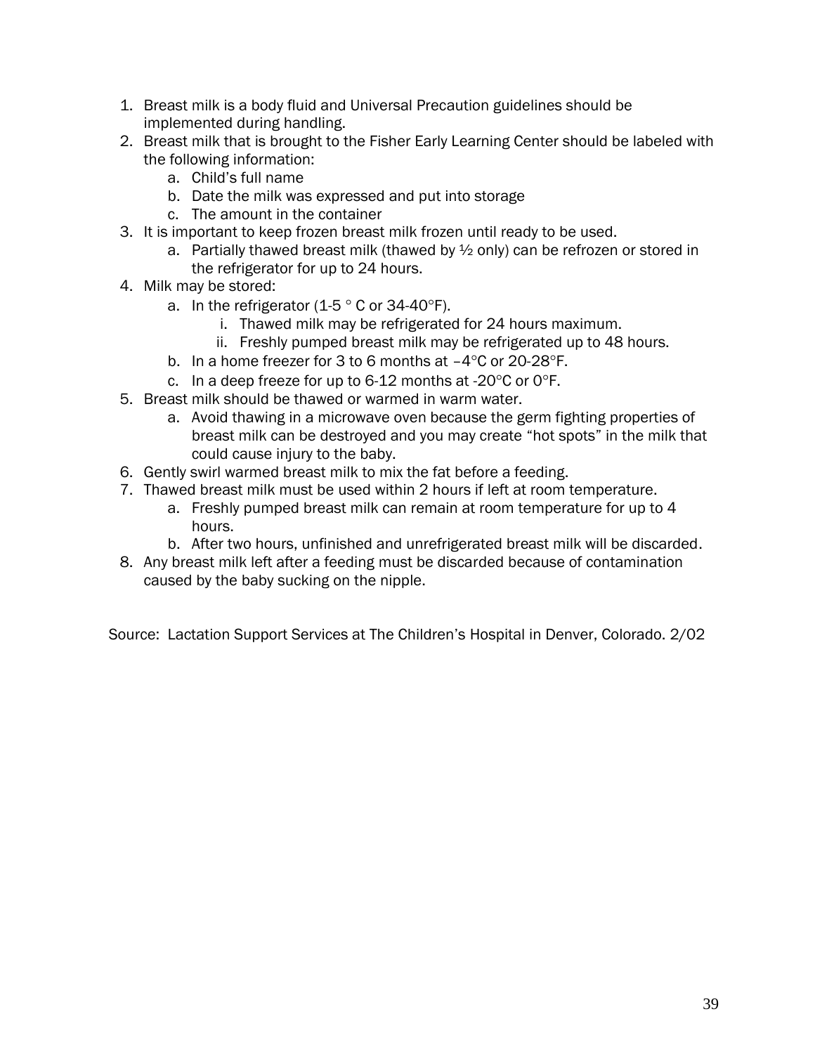1. Breast milk is a body fluid and Universal Precaution guidelines should be implemented during handling.
2. Breast milk that is brought to the Fisher Early Learning Center should be labeled with the following information:
    a. Child's full name
    b. Date the milk was expressed and put into storage
    c. The amount in the container
3. It is important to keep frozen breast milk frozen until ready to be used.
    a. Partially thawed breast milk (thawed by ½ only) can be refrozen or stored in the refrigerator for up to 24 hours.
4. Milk may be stored:
    a. In the refrigerator (1-5 ° C or 34-40°F).
        i. Thawed milk may be refrigerated for 24 hours maximum.
        ii. Freshly pumped breast milk may be refrigerated up to 48 hours.
    b. In a home freezer for 3 to 6 months at –4°C or 20-28°F.
    c. In a deep freeze for up to 6-12 months at -20°C or 0°F.
5. Breast milk should be thawed or warmed in warm water.
    a. Avoid thawing in a microwave oven because the germ fighting properties of breast milk can be destroyed and you may create "hot spots" in the milk that could cause injury to the baby.
6. Gently swirl warmed breast milk to mix the fat before a feeding.
7. Thawed breast milk must be used within 2 hours if left at room temperature.
    a. Freshly pumped breast milk can remain at room temperature for up to 4 hours.
    b. After two hours, unfinished and unrefrigerated breast milk will be discarded.
8. Any breast milk left after a feeding must be discarded because of contamination caused by the baby sucking on the nipple.

Source: Lactation Support Services at The Children's Hospital in Denver, Colorado. 2/02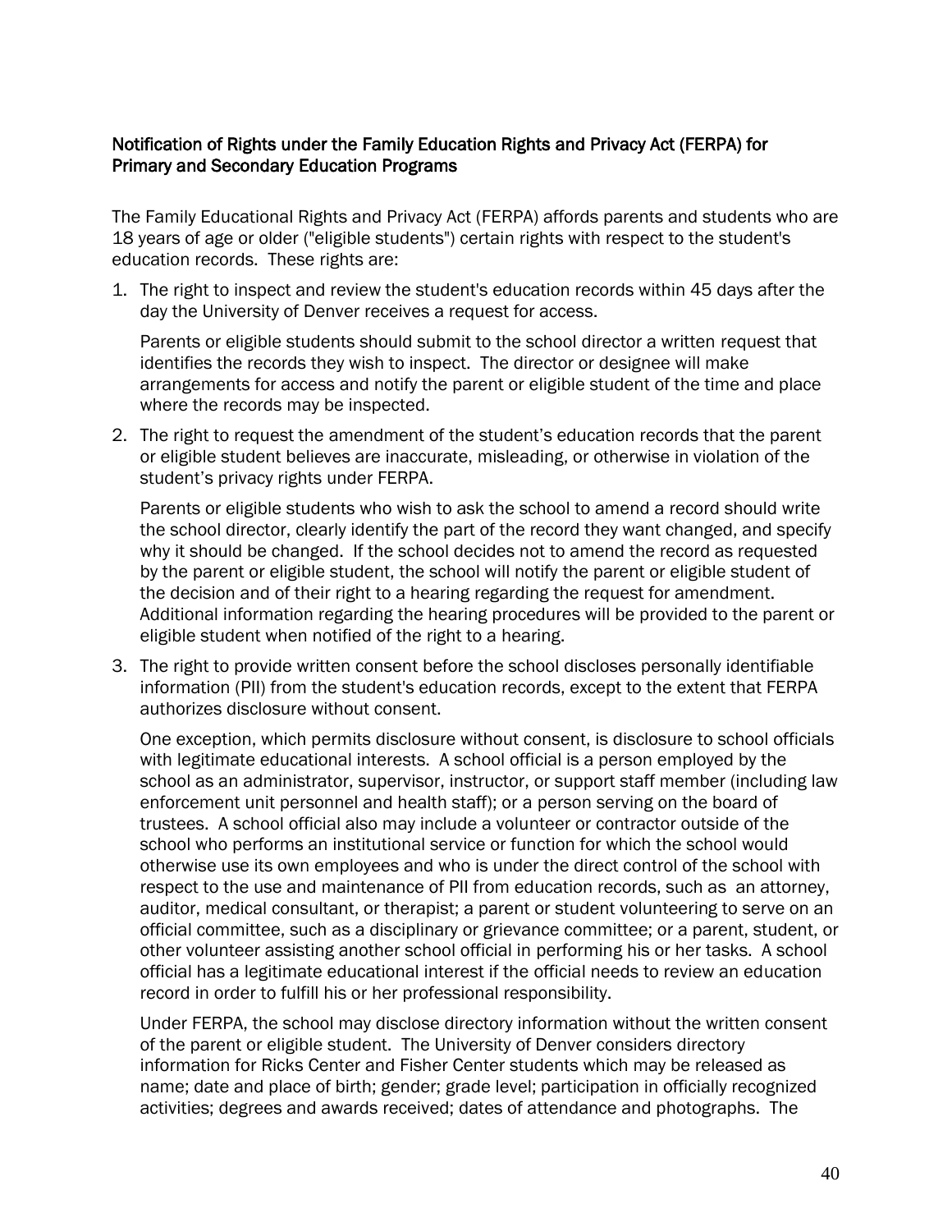## Notification of Rights under the Family Education Rights and Privacy Act (FERPA) for Primary and Secondary Education Programs

The Family Educational Rights and Privacy Act (FERPA) affords parents and students who are 18 years of age or older ("eligible students") certain rights with respect to the student's education records. These rights are:

1. The right to inspect and review the student's education records within 45 days after the day the University of Denver receives a request for access.

   Parents or eligible students should submit to the school director a written request that identifies the records they wish to inspect. The director or designee will make arrangements for access and notify the parent or eligible student of the time and place where the records may be inspected.

2. The right to request the amendment of the student's education records that the parent or eligible student believes are inaccurate, misleading, or otherwise in violation of the student's privacy rights under FERPA.

   Parents or eligible students who wish to ask the school to amend a record should write the school director, clearly identify the part of the record they want changed, and specify why it should be changed. If the school decides not to amend the record as requested by the parent or eligible student, the school will notify the parent or eligible student of the decision and of their right to a hearing regarding the request for amendment. Additional information regarding the hearing procedures will be provided to the parent or eligible student when notified of the right to a hearing.

3. The right to provide written consent before the school discloses personally identifiable information (PII) from the student's education records, except to the extent that FERPA authorizes disclosure without consent.

   One exception, which permits disclosure without consent, is disclosure to school officials with legitimate educational interests. A school official is a person employed by the school as an administrator, supervisor, instructor, or support staff member (including law enforcement unit personnel and health staff); or a person serving on the board of trustees. A school official also may include a volunteer or contractor outside of the school who performs an institutional service or function for which the school would otherwise use its own employees and who is under the direct control of the school with respect to the use and maintenance of PII from education records, such as an attorney, auditor, medical consultant, or therapist; a parent or student volunteering to serve on an official committee, such as a disciplinary or grievance committee; or a parent, student, or other volunteer assisting another school official in performing his or her tasks. A school official has a legitimate educational interest if the official needs to review an education record in order to fulfill his or her professional responsibility.

   Under FERPA, the school may disclose directory information without the written consent of the parent or eligible student. The University of Denver considers directory information for Ricks Center and Fisher Center students which may be released as name; date and place of birth; gender; grade level; participation in officially recognized activities; degrees and awards received; dates of attendance and photographs. The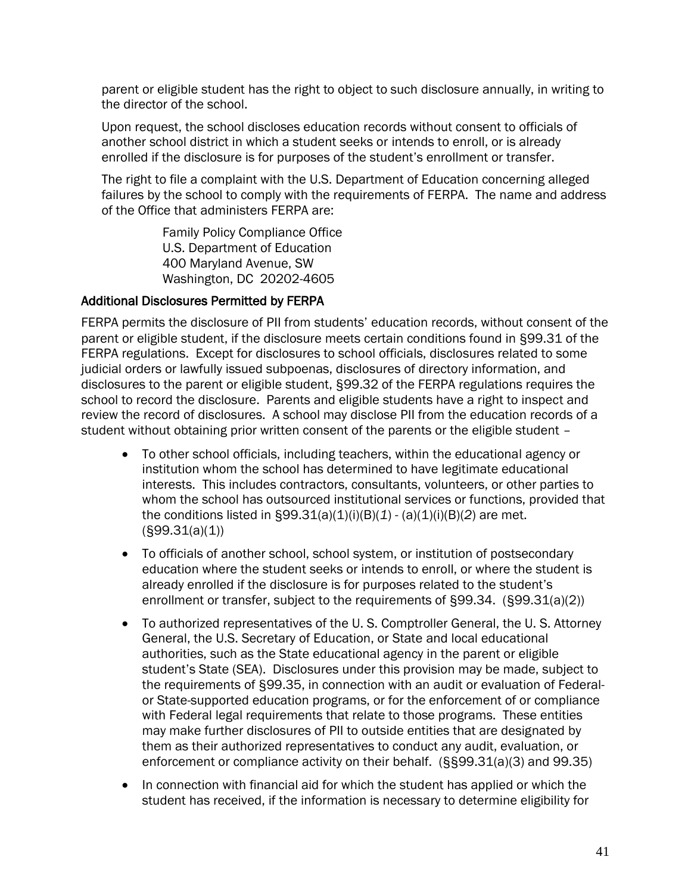parent or eligible student has the right to object to such disclosure annually, in writing to the director of the school.

Upon request, the school discloses education records without consent to officials of another school district in which a student seeks or intends to enroll, or is already enrolled if the disclosure is for purposes of the student's enrollment or transfer.

The right to file a complaint with the U.S. Department of Education concerning alleged failures by the school to comply with the requirements of FERPA. The name and address of the Office that administers FERPA are:

> Family Policy Compliance Office
> U.S. Department of Education
> 400 Maryland Avenue, SW
> Washington, DC 20202-4605

### Additional Disclosures Permitted by FERPA

FERPA permits the disclosure of PII from students' education records, without consent of the parent or eligible student, if the disclosure meets certain conditions found in §99.31 of the FERPA regulations. Except for disclosures to school officials, disclosures related to some judicial orders or lawfully issued subpoenas, disclosures of directory information, and disclosures to the parent or eligible student, §99.32 of the FERPA regulations requires the school to record the disclosure. Parents and eligible students have a right to inspect and review the record of disclosures. A school may disclose PII from the education records of a student without obtaining prior written consent of the parents or the eligible student –

- To other school officials, including teachers, within the educational agency or institution whom the school has determined to have legitimate educational interests. This includes contractors, consultants, volunteers, or other parties to whom the school has outsourced institutional services or functions, provided that the conditions listed in §99.31(a)(1)(i)(B)(*1*) - (a)(1)(i)(B)(*2*) are met. (§99.31(a)(1))
- To officials of another school, school system, or institution of postsecondary education where the student seeks or intends to enroll, or where the student is already enrolled if the disclosure is for purposes related to the student's enrollment or transfer, subject to the requirements of §99.34. (§99.31(a)(2))
- To authorized representatives of the U. S. Comptroller General, the U. S. Attorney General, the U.S. Secretary of Education, or State and local educational authorities, such as the State educational agency in the parent or eligible student's State (SEA). Disclosures under this provision may be made, subject to the requirements of §99.35, in connection with an audit or evaluation of Federal- or State-supported education programs, or for the enforcement of or compliance with Federal legal requirements that relate to those programs. These entities may make further disclosures of PII to outside entities that are designated by them as their authorized representatives to conduct any audit, evaluation, or enforcement or compliance activity on their behalf. (§§99.31(a)(3) and 99.35)
- In connection with financial aid for which the student has applied or which the student has received, if the information is necessary to determine eligibility for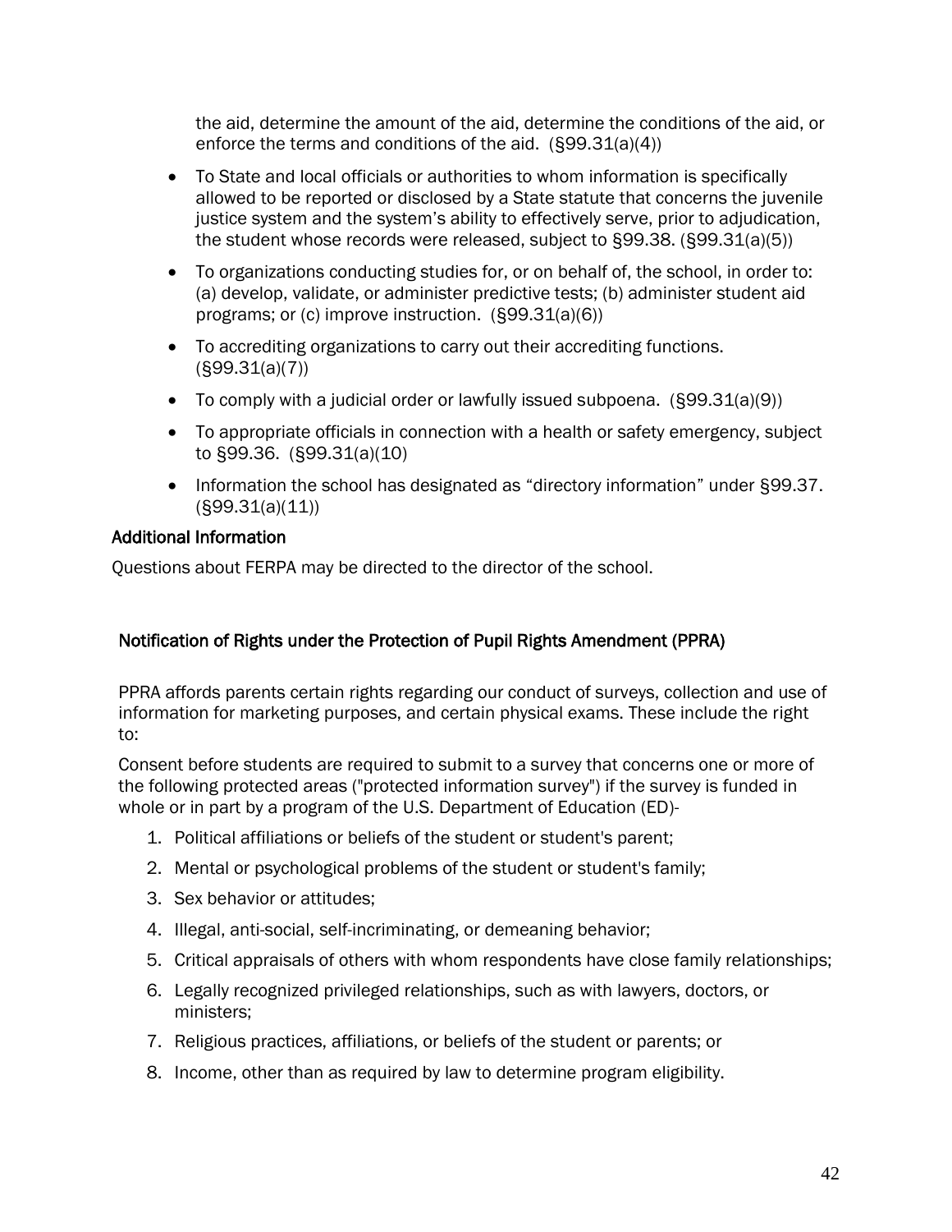the aid, determine the amount of the aid, determine the conditions of the aid, or enforce the terms and conditions of the aid. (§99.31(a)(4))

- To State and local officials or authorities to whom information is specifically allowed to be reported or disclosed by a State statute that concerns the juvenile justice system and the system's ability to effectively serve, prior to adjudication, the student whose records were released, subject to §99.38. (§99.31(a)(5))
- To organizations conducting studies for, or on behalf of, the school, in order to: (a) develop, validate, or administer predictive tests; (b) administer student aid programs; or (c) improve instruction. (§99.31(a)(6))
- To accrediting organizations to carry out their accrediting functions. (§99.31(a)(7))
- To comply with a judicial order or lawfully issued subpoena. (§99.31(a)(9))
- To appropriate officials in connection with a health or safety emergency, subject to §99.36. (§99.31(a)(10)
- Information the school has designated as "directory information" under §99.37. (§99.31(a)(11))

### Additional Information

Questions about FERPA may be directed to the director of the school.

### Notification of Rights under the Protection of Pupil Rights Amendment (PPRA)

PPRA affords parents certain rights regarding our conduct of surveys, collection and use of information for marketing purposes, and certain physical exams. These include the right to:

Consent before students are required to submit to a survey that concerns one or more of the following protected areas ("protected information survey") if the survey is funded in whole or in part by a program of the U.S. Department of Education (ED)-

1. Political affiliations or beliefs of the student or student's parent;
2. Mental or psychological problems of the student or student's family;
3. Sex behavior or attitudes;
4. Illegal, anti-social, self-incriminating, or demeaning behavior;
5. Critical appraisals of others with whom respondents have close family relationships;
6. Legally recognized privileged relationships, such as with lawyers, doctors, or ministers;
7. Religious practices, affiliations, or beliefs of the student or parents; or
8. Income, other than as required by law to determine program eligibility.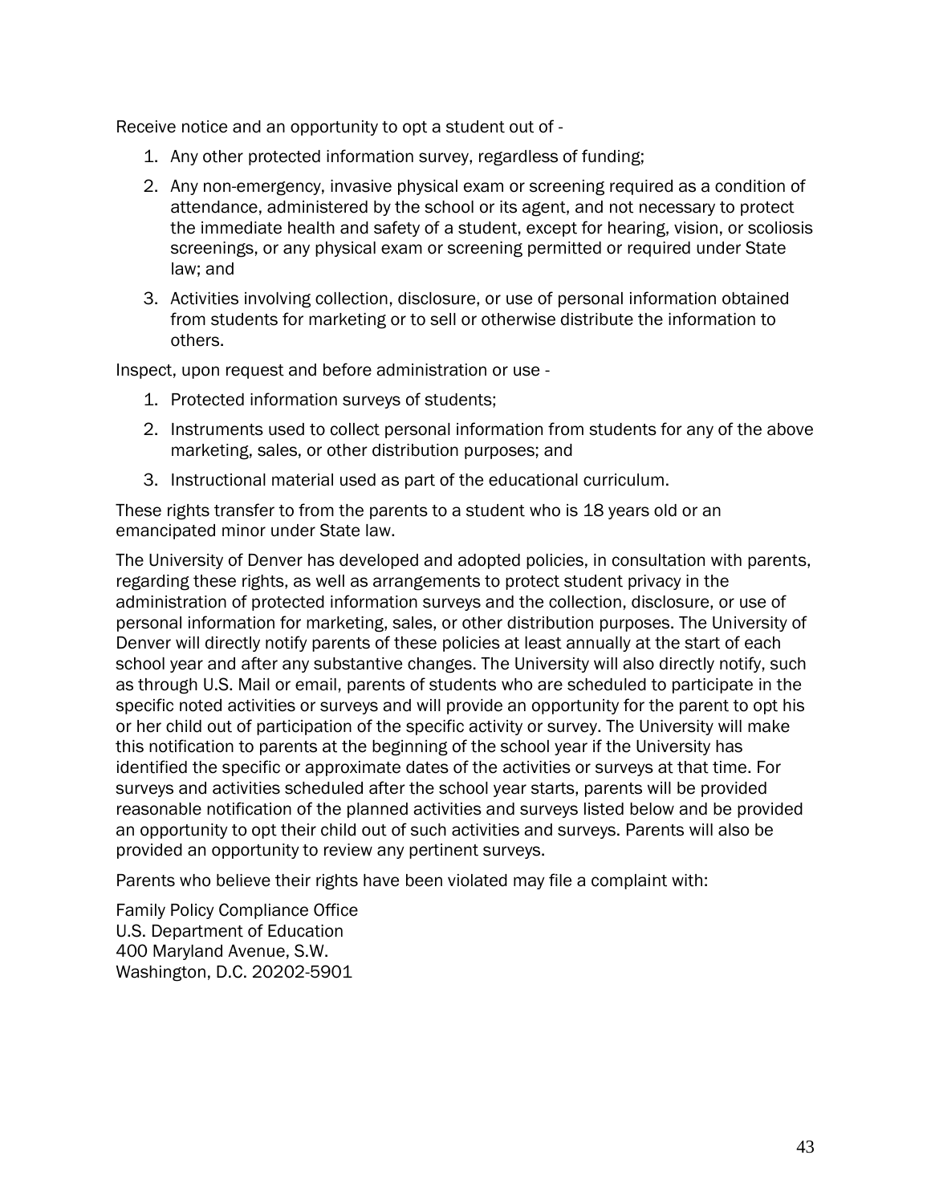Receive notice and an opportunity to opt a student out of -

1. Any other protected information survey, regardless of funding;
2. Any non-emergency, invasive physical exam or screening required as a condition of attendance, administered by the school or its agent, and not necessary to protect the immediate health and safety of a student, except for hearing, vision, or scoliosis screenings, or any physical exam or screening permitted or required under State law; and
3. Activities involving collection, disclosure, or use of personal information obtained from students for marketing or to sell or otherwise distribute the information to others.

Inspect, upon request and before administration or use -

1. Protected information surveys of students;
2. Instruments used to collect personal information from students for any of the above marketing, sales, or other distribution purposes; and
3. Instructional material used as part of the educational curriculum.

These rights transfer to from the parents to a student who is 18 years old or an emancipated minor under State law.

The University of Denver has developed and adopted policies, in consultation with parents, regarding these rights, as well as arrangements to protect student privacy in the administration of protected information surveys and the collection, disclosure, or use of personal information for marketing, sales, or other distribution purposes. The University of Denver will directly notify parents of these policies at least annually at the start of each school year and after any substantive changes. The University will also directly notify, such as through U.S. Mail or email, parents of students who are scheduled to participate in the specific noted activities or surveys and will provide an opportunity for the parent to opt his or her child out of participation of the specific activity or survey. The University will make this notification to parents at the beginning of the school year if the University has identified the specific or approximate dates of the activities or surveys at that time. For surveys and activities scheduled after the school year starts, parents will be provided reasonable notification of the planned activities and surveys listed below and be provided an opportunity to opt their child out of such activities and surveys. Parents will also be provided an opportunity to review any pertinent surveys.

Parents who believe their rights have been violated may file a complaint with:

Family Policy Compliance Office
U.S. Department of Education
400 Maryland Avenue, S.W.
Washington, D.C. 20202-5901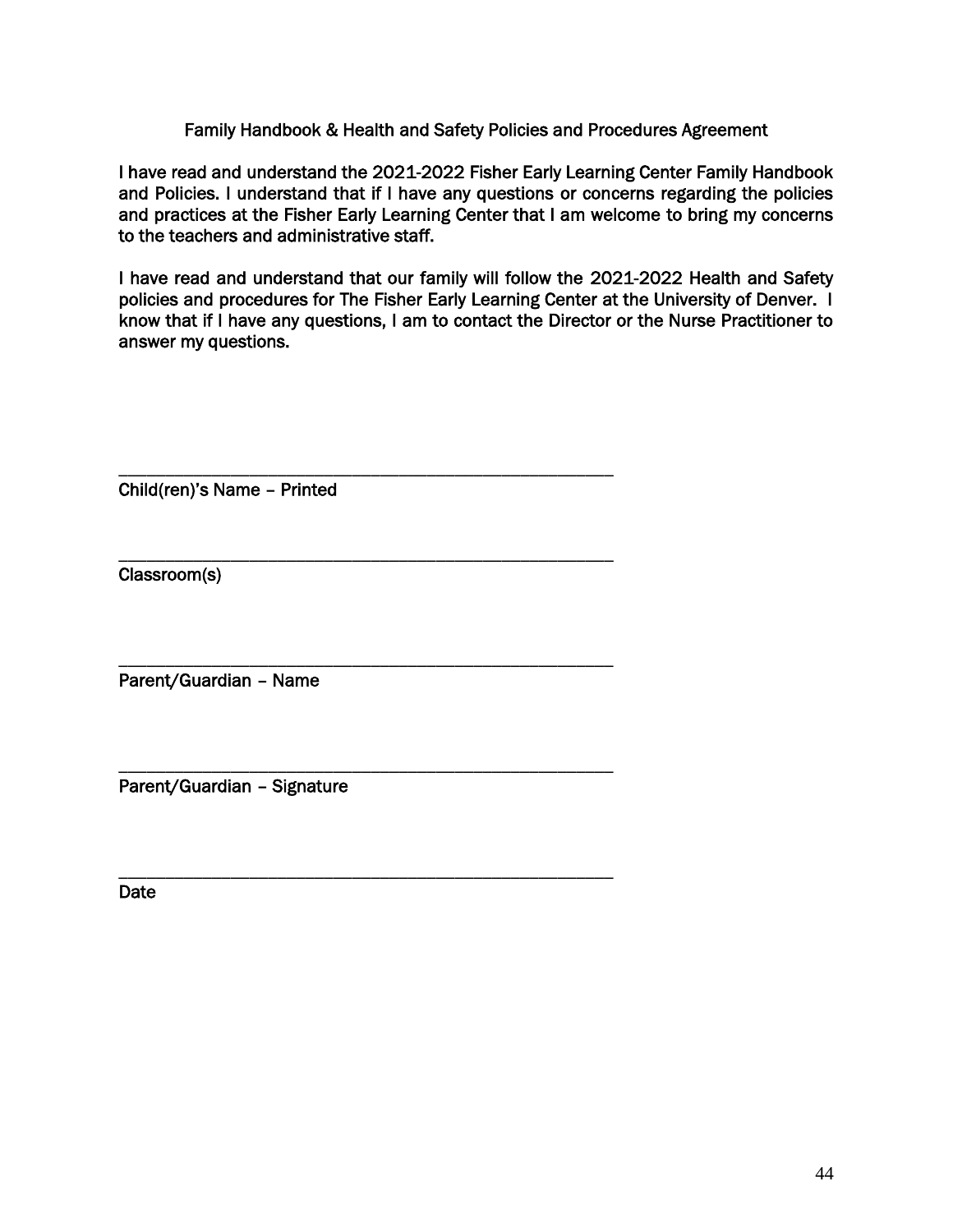## Family Handbook & Health and Safety Policies and Procedures Agreement

I have read and understand the 2021-2022 Fisher Early Learning Center Family Handbook and Policies. I understand that if I have any questions or concerns regarding the policies and practices at the Fisher Early Learning Center that I am welcome to bring my concerns to the teachers and administrative staff.

I have read and understand that our family will follow the 2021-2022 Health and Safety policies and procedures for The Fisher Early Learning Center at the University of Denver. I know that if I have any questions, I am to contact the Director or the Nurse Practitioner to answer my questions.

\_\_\_\_\_\_\_\_\_\_\_\_\_\_\_\_\_\_\_\_\_\_\_\_\_\_\_\_\_\_\_\_\_\_\_\_\_\_\_\_\_\_\_\_\_\_\_\_\_\_\_\_

Child(ren)'s Name – Printed

\_\_\_\_\_\_\_\_\_\_\_\_\_\_\_\_\_\_\_\_\_\_\_\_\_\_\_\_\_\_\_\_\_\_\_\_\_\_\_\_\_\_\_\_\_\_\_\_\_\_\_\_

Classroom(s)

\_\_\_\_\_\_\_\_\_\_\_\_\_\_\_\_\_\_\_\_\_\_\_\_\_\_\_\_\_\_\_\_\_\_\_\_\_\_\_\_\_\_\_\_\_\_\_\_\_\_\_\_

Parent/Guardian – Name

\_\_\_\_\_\_\_\_\_\_\_\_\_\_\_\_\_\_\_\_\_\_\_\_\_\_\_\_\_\_\_\_\_\_\_\_\_\_\_\_\_\_\_\_\_\_\_\_\_\_\_\_

Parent/Guardian – Signature

\_\_\_\_\_\_\_\_\_\_\_\_\_\_\_\_\_\_\_\_\_\_\_\_\_\_\_\_\_\_\_\_\_\_\_\_\_\_\_\_\_\_\_\_\_\_\_\_\_\_\_\_

Date